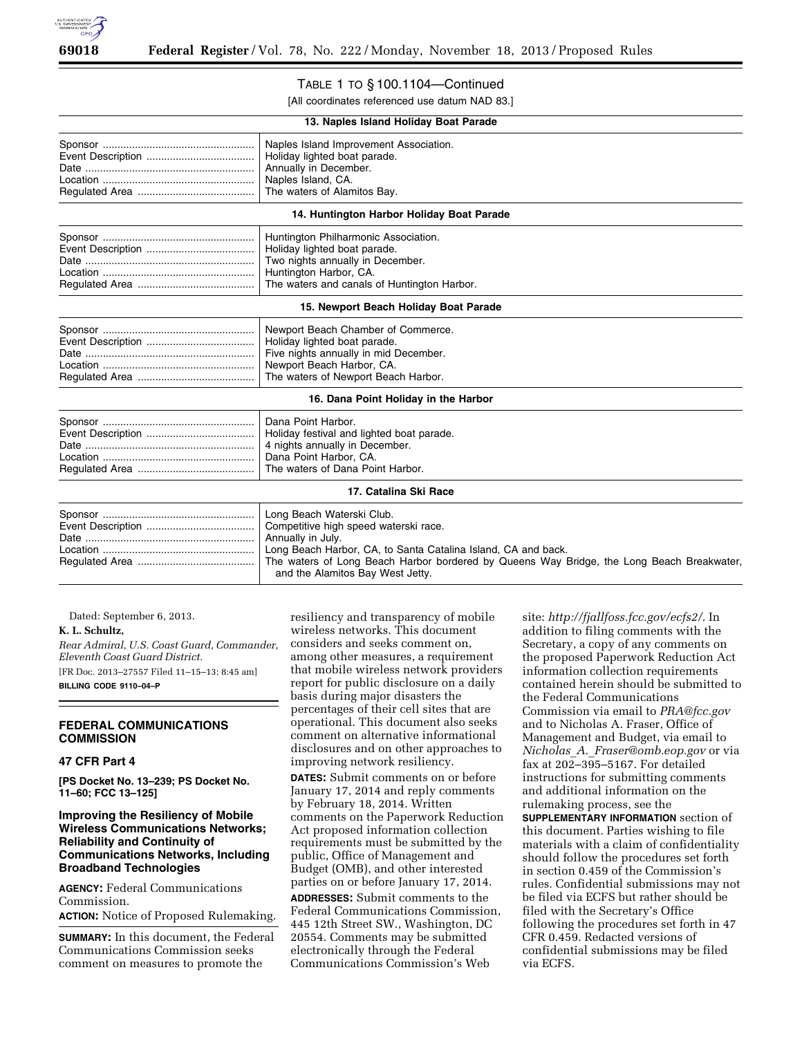TABLE 1 TO § 100.1104—Continued

[All coordinates referenced use datum NAD 83.]

| 13. Naples Island Holiday Boat Parade | |
|---|---|
| Sponsor | Naples Island Improvement Association. |
| Event Description | Holiday lighted boat parade. |
| Date | Annually in December. |
| Location | Naples Island, CA. |
| Regulated Area | The waters of Alamitos Bay. |
| **14. Huntington Harbor Holiday Boat Parade** | |
| Sponsor | Huntington Philharmonic Association. |
| Event Description | Holiday lighted boat parade. |
| Date | Two nights annually in December. |
| Location | Huntington Harbor, CA. |
| Regulated Area | The waters and canals of Huntington Harbor. |
| **15. Newport Beach Holiday Boat Parade** | |
| Sponsor | Newport Beach Chamber of Commerce. |
| Event Description | Holiday lighted boat parade. |
| Date | Five nights annually in mid December. |
| Location | Newport Beach Harbor, CA. |
| Regulated Area | The waters of Newport Beach Harbor. |
| **16. Dana Point Holiday in the Harbor** | |
| Sponsor | Dana Point Harbor. |
| Event Description | Holiday festival and lighted boat parade. |
| Date | 4 nights annually in December. |
| Location | Dana Point Harbor, CA. |
| Regulated Area | The waters of Dana Point Harbor. |
| **17. Catalina Ski Race** | |
| Sponsor | Long Beach Waterski Club. |
| Event Description | Competitive high speed waterski race. |
| Date | Annually in July. |
| Location | Long Beach Harbor, CA, to Santa Catalina Island, CA and back. |
| Regulated Area | The waters of Long Beach Harbor bordered by Queens Way Bridge, the Long Beach Breakwater, and the Alamitos Bay West Jetty. |

Dated: September 6, 2013.

**K. L. Schultz,**

*Rear Admiral, U.S. Coast Guard, Commander, Eleventh Coast Guard District.*

[FR Doc. 2013–27557 Filed 11–15–13; 8:45 am]

**BILLING CODE 9110–04–P**

## FEDERAL COMMUNICATIONS COMMISSION

### 47 CFR Part 4

**[PS Docket No. 13–239; PS Docket No. 11–60; FCC 13–125]**

### Improving the Resiliency of Mobile Wireless Communications Networks; Reliability and Continuity of Communications Networks, Including Broadband Technologies

**AGENCY:** Federal Communications Commission.

**ACTION:** Notice of Proposed Rulemaking.

**SUMMARY:** In this document, the Federal Communications Commission seeks comment on measures to promote the resiliency and transparency of mobile wireless networks. This document considers and seeks comment on, among other measures, a requirement that mobile wireless network providers report for public disclosure on a daily basis during major disasters the percentages of their cell sites that are operational. This document also seeks comment on alternative informational disclosures and on other approaches to improving network resiliency.

**DATES:** Submit comments on or before January 17, 2014 and reply comments by February 18, 2014. Written comments on the Paperwork Reduction Act proposed information collection requirements must be submitted by the public, Office of Management and Budget (OMB), and other interested parties on or before January 17, 2014.

**ADDRESSES:** Submit comments to the Federal Communications Commission, 445 12th Street SW., Washington, DC 20554. Comments may be submitted electronically through the Federal Communications Commission's Web site: *http://fjallfoss.fcc.gov/ecfs2/*. In addition to filing comments with the Secretary, a copy of any comments on the proposed Paperwork Reduction Act information collection requirements contained herein should be submitted to the Federal Communications Commission via email to *PRA@fcc.gov* and to Nicholas A. Fraser, Office of Management and Budget, via email to *Nicholas_A._Fraser@omb.eop.gov* or via fax at 202–395–5167. For detailed instructions for submitting comments and additional information on the rulemaking process, see the **SUPPLEMENTARY INFORMATION** section of this document. Parties wishing to file materials with a claim of confidentiality should follow the procedures set forth in section 0.459 of the Commission's rules. Confidential submissions may not be filed via ECFS but rather should be filed with the Secretary's Office following the procedures set forth in 47 CFR 0.459. Redacted versions of confidential submissions may be filed via ECFS.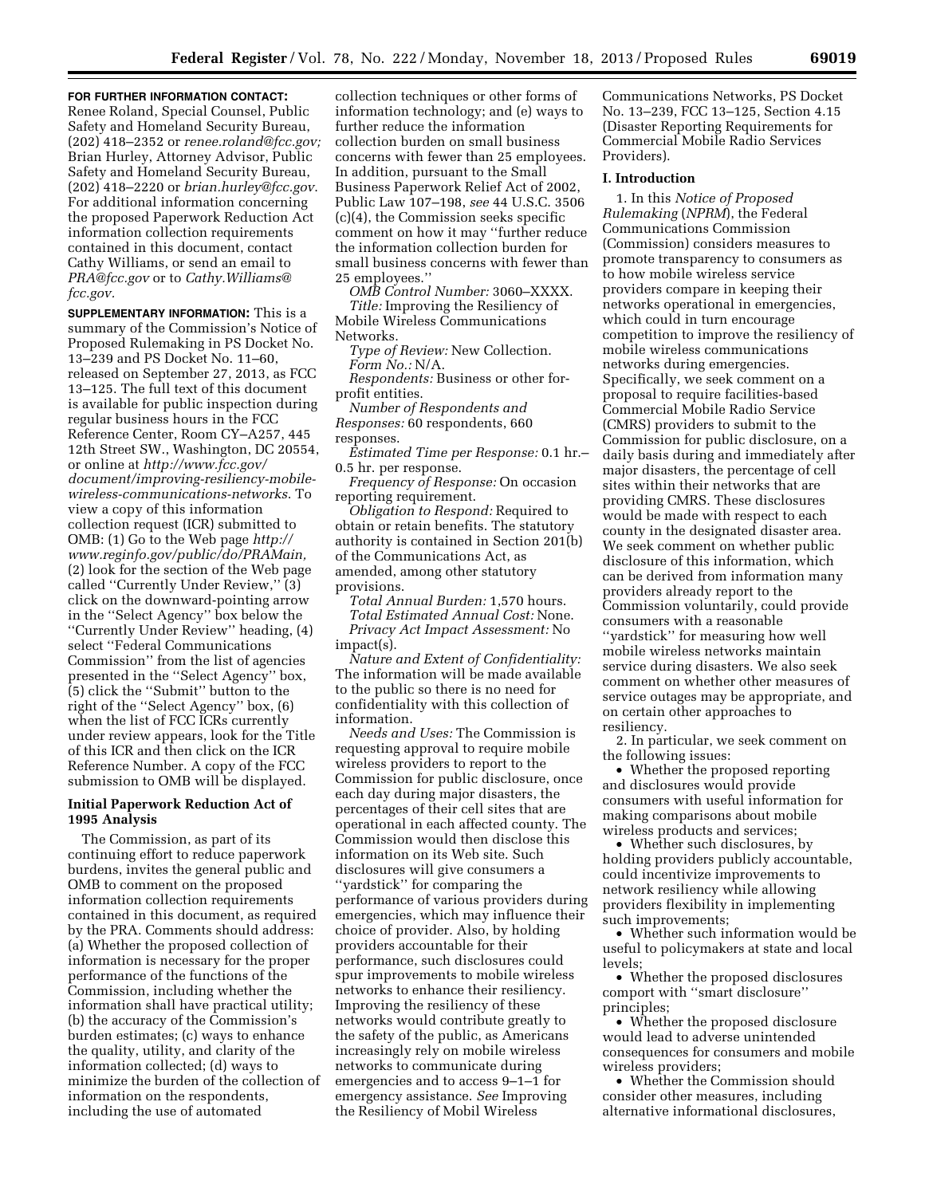**FOR FURTHER INFORMATION CONTACT:** Renee Roland, Special Counsel, Public Safety and Homeland Security Bureau, (202) 418–2352 or *renee.roland@fcc.gov;* Brian Hurley, Attorney Advisor, Public Safety and Homeland Security Bureau, (202) 418–2220 or *brian.hurley@fcc.gov*. For additional information concerning the proposed Paperwork Reduction Act information collection requirements contained in this document, contact Cathy Williams, or send an email to *PRA@fcc.gov* or to *Cathy.Williams@fcc.gov.*

**SUPPLEMENTARY INFORMATION:** This is a summary of the Commission's Notice of Proposed Rulemaking in PS Docket No. 13–239 and PS Docket No. 11–60, released on September 27, 2013, as FCC 13–125. The full text of this document is available for public inspection during regular business hours in the FCC Reference Center, Room CY–A257, 445 12th Street SW., Washington, DC 20554, or online at *http://www.fcc.gov/document/improving-resiliency-mobile-wireless-communications-networks.* To view a copy of this information collection request (ICR) submitted to OMB: (1) Go to the Web page *http://www.reginfo.gov/public/do/PRAMain,* (2) look for the section of the Web page called ''Currently Under Review,'' (3) click on the downward-pointing arrow in the ''Select Agency'' box below the ''Currently Under Review'' heading, (4) select ''Federal Communications Commission'' from the list of agencies presented in the ''Select Agency'' box, (5) click the ''Submit'' button to the right of the ''Select Agency'' box, (6) when the list of FCC ICRs currently under review appears, look for the Title of this ICR and then click on the ICR Reference Number. A copy of the FCC submission to OMB will be displayed.

## Initial Paperwork Reduction Act of 1995 Analysis

The Commission, as part of its continuing effort to reduce paperwork burdens, invites the general public and OMB to comment on the proposed information collection requirements contained in this document, as required by the PRA. Comments should address: (a) Whether the proposed collection of information is necessary for the proper performance of the functions of the Commission, including whether the information shall have practical utility; (b) the accuracy of the Commission's burden estimates; (c) ways to enhance the quality, utility, and clarity of the information collected; (d) ways to minimize the burden of the collection of information on the respondents, including the use of automated collection techniques or other forms of information technology; and (e) ways to further reduce the information collection burden on small business concerns with fewer than 25 employees. In addition, pursuant to the Small Business Paperwork Relief Act of 2002, Public Law 107–198, *see* 44 U.S.C. 3506 (c)(4), the Commission seeks specific comment on how it may ''further reduce the information collection burden for small business concerns with fewer than 25 employees.''

*OMB Control Number:* 3060–XXXX.

*Title:* Improving the Resiliency of Mobile Wireless Communications Networks.

*Type of Review:* New Collection.

*Form No.:* N/A.

*Respondents:* Business or other for-profit entities.

*Number of Respondents and Responses:* 60 respondents, 660 responses.

*Estimated Time per Response:* 0.1 hr.–0.5 hr. per response.

*Frequency of Response:* On occasion reporting requirement.

*Obligation to Respond:* Required to obtain or retain benefits. The statutory authority is contained in Section 201(b) of the Communications Act, as amended, among other statutory provisions.

*Total Annual Burden:* 1,570 hours.

*Total Estimated Annual Cost:* None.

*Privacy Act Impact Assessment:* No impact(s).

*Nature and Extent of Confidentiality:* The information will be made available to the public so there is no need for confidentiality with this collection of information.

*Needs and Uses:* The Commission is requesting approval to require mobile wireless providers to report to the Commission for public disclosure, once each day during major disasters, the percentages of their cell sites that are operational in each affected county. The Commission would then disclose this information on its Web site. Such disclosures will give consumers a ''yardstick'' for comparing the performance of various providers during emergencies, which may influence their choice of provider. Also, by holding providers accountable for their performance, such disclosures could spur improvements to mobile wireless networks to enhance their resiliency. Improving the resiliency of these networks would contribute greatly to the safety of the public, as Americans increasingly rely on mobile wireless networks to communicate during emergencies and to access 9–1–1 for emergency assistance. *See* Improving the Resiliency of Mobil Wireless Communications Networks, PS Docket No. 13–239, FCC 13–125, Section 4.15 (Disaster Reporting Requirements for Commercial Mobile Radio Services Providers).

## I. Introduction

1. In this *Notice of Proposed Rulemaking* (*NPRM*), the Federal Communications Commission (Commission) considers measures to promote transparency to consumers as to how mobile wireless service providers compare in keeping their networks operational in emergencies, which could in turn encourage competition to improve the resiliency of mobile wireless communications networks during emergencies. Specifically, we seek comment on a proposal to require facilities-based Commercial Mobile Radio Service (CMRS) providers to submit to the Commission for public disclosure, on a daily basis during and immediately after major disasters, the percentage of cell sites within their networks that are providing CMRS. These disclosures would be made with respect to each county in the designated disaster area. We seek comment on whether public disclosure of this information, which can be derived from information many providers already report to the Commission voluntarily, could provide consumers with a reasonable ''yardstick'' for measuring how well mobile wireless networks maintain service during disasters. We also seek comment on whether other measures of service outages may be appropriate, and on certain other approaches to resiliency.

2. In particular, we seek comment on the following issues:

- Whether the proposed reporting and disclosures would provide consumers with useful information for making comparisons about mobile wireless products and services;
- Whether such disclosures, by holding providers publicly accountable, could incentivize improvements to network resiliency while allowing providers flexibility in implementing such improvements;
- Whether such information would be useful to policymakers at state and local levels;
- Whether the proposed disclosures comport with ''smart disclosure'' principles;
- Whether the proposed disclosure would lead to adverse unintended consequences for consumers and mobile wireless providers;
- Whether the Commission should consider other measures, including alternative informational disclosures,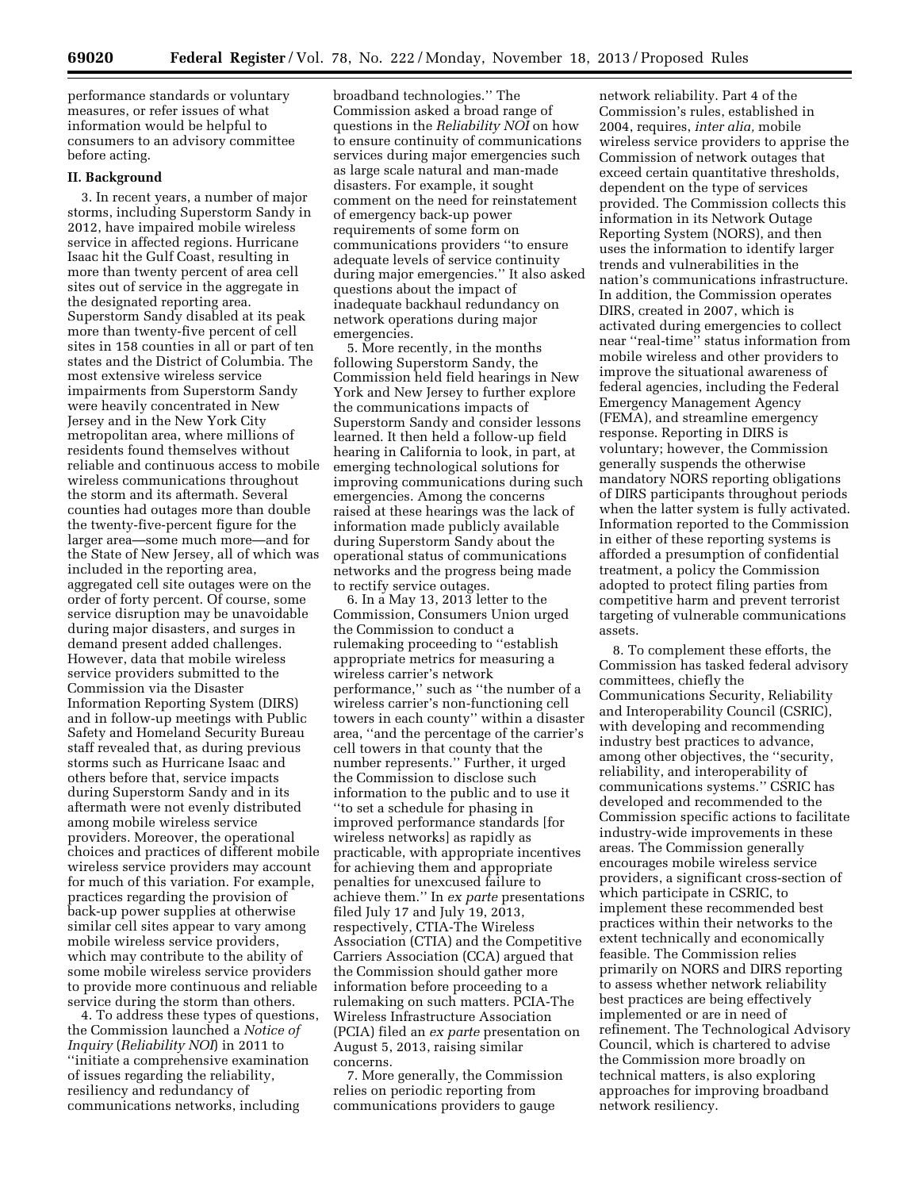performance standards or voluntary measures, or refer issues of what information would be helpful to consumers to an advisory committee before acting.

## II. Background

3. In recent years, a number of major storms, including Superstorm Sandy in 2012, have impaired mobile wireless service in affected regions. Hurricane Isaac hit the Gulf Coast, resulting in more than twenty percent of area cell sites out of service in the aggregate in the designated reporting area. Superstorm Sandy disabled at its peak more than twenty-five percent of cell sites in 158 counties in all or part of ten states and the District of Columbia. The most extensive wireless service impairments from Superstorm Sandy were heavily concentrated in New Jersey and in the New York City metropolitan area, where millions of residents found themselves without reliable and continuous access to mobile wireless communications throughout the storm and its aftermath. Several counties had outages more than double the twenty-five-percent figure for the larger area—some much more—and for the State of New Jersey, all of which was included in the reporting area, aggregated cell site outages were on the order of forty percent. Of course, some service disruption may be unavoidable during major disasters, and surges in demand present added challenges. However, data that mobile wireless service providers submitted to the Commission via the Disaster Information Reporting System (DIRS) and in follow-up meetings with Public Safety and Homeland Security Bureau staff revealed that, as during previous storms such as Hurricane Isaac and others before that, service impacts during Superstorm Sandy and in its aftermath were not evenly distributed among mobile wireless service providers. Moreover, the operational choices and practices of different mobile wireless service providers may account for much of this variation. For example, practices regarding the provision of back-up power supplies at otherwise similar cell sites appear to vary among mobile wireless service providers, which may contribute to the ability of some mobile wireless service providers to provide more continuous and reliable service during the storm than others.

4. To address these types of questions, the Commission launched a *Notice of Inquiry* (*Reliability NOI*) in 2011 to ''initiate a comprehensive examination of issues regarding the reliability, resiliency and redundancy of communications networks, including broadband technologies.'' The Commission asked a broad range of questions in the *Reliability NOI* on how to ensure continuity of communications services during major emergencies such as large scale natural and man-made disasters. For example, it sought comment on the need for reinstatement of emergency back-up power requirements of some form on communications providers ''to ensure adequate levels of service continuity during major emergencies.'' It also asked questions about the impact of inadequate backhaul redundancy on network operations during major emergencies.

5. More recently, in the months following Superstorm Sandy, the Commission held field hearings in New York and New Jersey to further explore the communications impacts of Superstorm Sandy and consider lessons learned. It then held a follow-up field hearing in California to look, in part, at emerging technological solutions for improving communications during such emergencies. Among the concerns raised at these hearings was the lack of information made publicly available during Superstorm Sandy about the operational status of communications networks and the progress being made to rectify service outages.

6. In a May 13, 2013 letter to the Commission, Consumers Union urged the Commission to conduct a rulemaking proceeding to ''establish appropriate metrics for measuring a wireless carrier's network performance,'' such as ''the number of a wireless carrier's non-functioning cell towers in each county'' within a disaster area, ''and the percentage of the carrier's cell towers in that county that the number represents.'' Further, it urged the Commission to disclose such information to the public and to use it ''to set a schedule for phasing in improved performance standards [for wireless networks] as rapidly as practicable, with appropriate incentives for achieving them and appropriate penalties for unexcused failure to achieve them.'' In *ex parte* presentations filed July 17 and July 19, 2013, respectively, CTIA-The Wireless Association (CTIA) and the Competitive Carriers Association (CCA) argued that the Commission should gather more information before proceeding to a rulemaking on such matters. PCIA-The Wireless Infrastructure Association (PCIA) filed an *ex parte* presentation on August 5, 2013, raising similar concerns.

7. More generally, the Commission relies on periodic reporting from communications providers to gauge network reliability. Part 4 of the Commission's rules, established in 2004, requires, *inter alia,* mobile wireless service providers to apprise the Commission of network outages that exceed certain quantitative thresholds, dependent on the type of services provided. The Commission collects this information in its Network Outage Reporting System (NORS), and then uses the information to identify larger trends and vulnerabilities in the nation's communications infrastructure. In addition, the Commission operates DIRS, created in 2007, which is activated during emergencies to collect near ''real-time'' status information from mobile wireless and other providers to improve the situational awareness of federal agencies, including the Federal Emergency Management Agency (FEMA), and streamline emergency response. Reporting in DIRS is voluntary; however, the Commission generally suspends the otherwise mandatory NORS reporting obligations of DIRS participants throughout periods when the latter system is fully activated. Information reported to the Commission in either of these reporting systems is afforded a presumption of confidential treatment, a policy the Commission adopted to protect filing parties from competitive harm and prevent terrorist targeting of vulnerable communications assets.

8. To complement these efforts, the Commission has tasked federal advisory committees, chiefly the Communications Security, Reliability and Interoperability Council (CSRIC), with developing and recommending industry best practices to advance, among other objectives, the ''security, reliability, and interoperability of communications systems.'' CSRIC has developed and recommended to the Commission specific actions to facilitate industry-wide improvements in these areas. The Commission generally encourages mobile wireless service providers, a significant cross-section of which participate in CSRIC, to implement these recommended best practices within their networks to the extent technically and economically feasible. The Commission relies primarily on NORS and DIRS reporting to assess whether network reliability best practices are being effectively implemented or are in need of refinement. The Technological Advisory Council, which is chartered to advise the Commission more broadly on technical matters, is also exploring approaches for improving broadband network resiliency.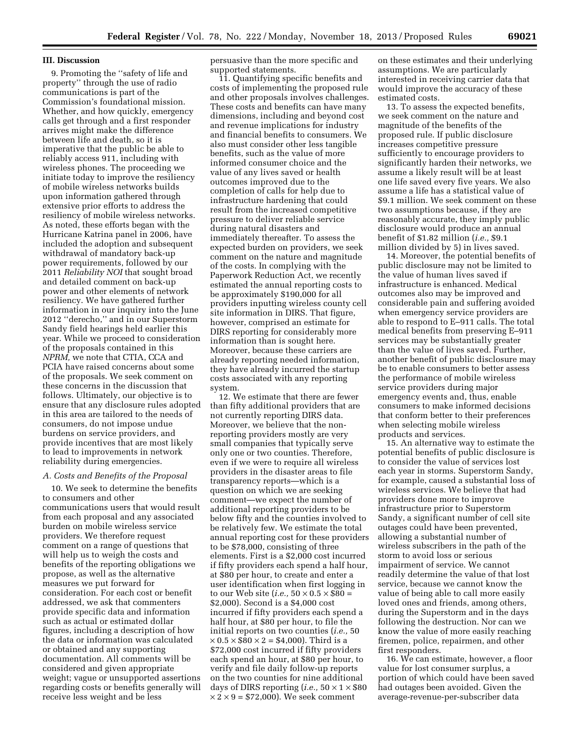## III. Discussion

9. Promoting the "safety of life and property" through the use of radio communications is part of the Commission's foundational mission. Whether, and how quickly, emergency calls get through and a first responder arrives might make the difference between life and death, so it is imperative that the public be able to reliably access 911, including with wireless phones. The proceeding we initiate today to improve the resiliency of mobile wireless networks builds upon information gathered through extensive prior efforts to address the resiliency of mobile wireless networks. As noted, these efforts began with the Hurricane Katrina panel in 2006, have included the adoption and subsequent withdrawal of mandatory back-up power requirements, followed by our 2011 *Reliability NOI* that sought broad and detailed comment on back-up power and other elements of network resiliency. We have gathered further information in our inquiry into the June 2012 "derecho," and in our Superstorm Sandy field hearings held earlier this year. While we proceed to consideration of the proposals contained in this *NPRM,* we note that CTIA, CCA and PCIA have raised concerns about some of the proposals. We seek comment on these concerns in the discussion that follows. Ultimately, our objective is to ensure that any disclosure rules adopted in this area are tailored to the needs of consumers, do not impose undue burdens on service providers, and provide incentives that are most likely to lead to improvements in network reliability during emergencies.

### A. Costs and Benefits of the Proposal

10. We seek to determine the benefits to consumers and other communications users that would result from each proposal and any associated burden on mobile wireless service providers. We therefore request comment on a range of questions that will help us to weigh the costs and benefits of the reporting obligations we propose, as well as the alternative measures we put forward for consideration. For each cost or benefit addressed, we ask that commenters provide specific data and information such as actual or estimated dollar figures, including a description of how the data or information was calculated or obtained and any supporting documentation. All comments will be considered and given appropriate weight; vague or unsupported assertions regarding costs or benefits generally will receive less weight and be less persuasive than the more specific and supported statements.

11. Quantifying specific benefits and costs of implementing the proposed rule and other proposals involves challenges. These costs and benefits can have many dimensions, including and beyond cost and revenue implications for industry and financial benefits to consumers. We also must consider other less tangible benefits, such as the value of more informed consumer choice and the value of any lives saved or health outcomes improved due to the completion of calls for help due to infrastructure hardening that could result from the increased competitive pressure to deliver reliable service during natural disasters and immediately thereafter. To assess the expected burden on providers, we seek comment on the nature and magnitude of the costs. In complying with the Paperwork Reduction Act, we recently estimated the annual reporting costs to be approximately $190,000 for all providers inputting wireless county cell site information in DIRS. That figure, however, comprised an estimate for DIRS reporting for considerably more information than is sought here. Moreover, because these carriers are already reporting needed information, they have already incurred the startup costs associated with any reporting system.

12. We estimate that there are fewer than fifty additional providers that are not currently reporting DIRS data. Moreover, we believe that the non-reporting providers mostly are very small companies that typically serve only one or two counties. Therefore, even if we were to require all wireless providers in the disaster areas to file transparency reports—which is a question on which we are seeking comment—we expect the number of additional reporting providers to be below fifty and the counties involved to be relatively few. We estimate the total annual reporting cost for these providers to be $78,000, consisting of three elements. First is a $2,000 cost incurred if fifty providers each spend a half hour, at $80 per hour, to create and enter a user identification when first logging in to our Web site (*i.e.,* $50 \times 0.5 \times \$80 = \$2,000$). Second is a $4,000 cost incurred if fifty providers each spend a half hour, at $80 per hour, to file the initial reports on two counties (*i.e.,* $50 \times 0.5 \times \$80 \times 2 = \$4,000$). Third is a $72,000 cost incurred if fifty providers each spend an hour, at $80 per hour, to verify and file daily follow-up reports on the two counties for nine additional days of DIRS reporting (*i.e.,* $50 \times 1 \times \$80 \times 2 \times 9 = \$72,000$). We seek comment on these estimates and their underlying assumptions. We are particularly interested in receiving carrier data that would improve the accuracy of these estimated costs.

13. To assess the expected benefits, we seek comment on the nature and magnitude of the benefits of the proposed rule. If public disclosure increases competitive pressure sufficiently to encourage providers to significantly harden their networks, we assume a likely result will be at least one life saved every five years. We also assume a life has a statistical value of $9.1 million. We seek comment on these two assumptions because, if they are reasonably accurate, they imply public disclosure would produce an annual benefit of $1.82 million (*i.e.,* $9.1 million divided by 5) in lives saved.

14. Moreover, the potential benefits of public disclosure may not be limited to the value of human lives saved if infrastructure is enhanced. Medical outcomes also may be improved and considerable pain and suffering avoided when emergency service providers are able to respond to E–911 calls. The total medical benefits from preserving E–911 services may be substantially greater than the value of lives saved. Further, another benefit of public disclosure may be to enable consumers to better assess the performance of mobile wireless service providers during major emergency events and, thus, enable consumers to make informed decisions that conform better to their preferences when selecting mobile wireless products and services.

15. An alternative way to estimate the potential benefits of public disclosure is to consider the value of services lost each year in storms. Superstorm Sandy, for example, caused a substantial loss of wireless services. We believe that had providers done more to improve infrastructure prior to Superstorm Sandy, a significant number of cell site outages could have been prevented, allowing a substantial number of wireless subscribers in the path of the storm to avoid loss or serious impairment of service. We cannot readily determine the value of that lost service, because we cannot know the value of being able to call more easily loved ones and friends, among others, during the Superstorm and in the days following the destruction. Nor can we know the value of more easily reaching firemen, police, repairmen, and other first responders.

16. We can estimate, however, a floor value for lost consumer surplus, a portion of which could have been saved had outages been avoided. Given the average-revenue-per-subscriber data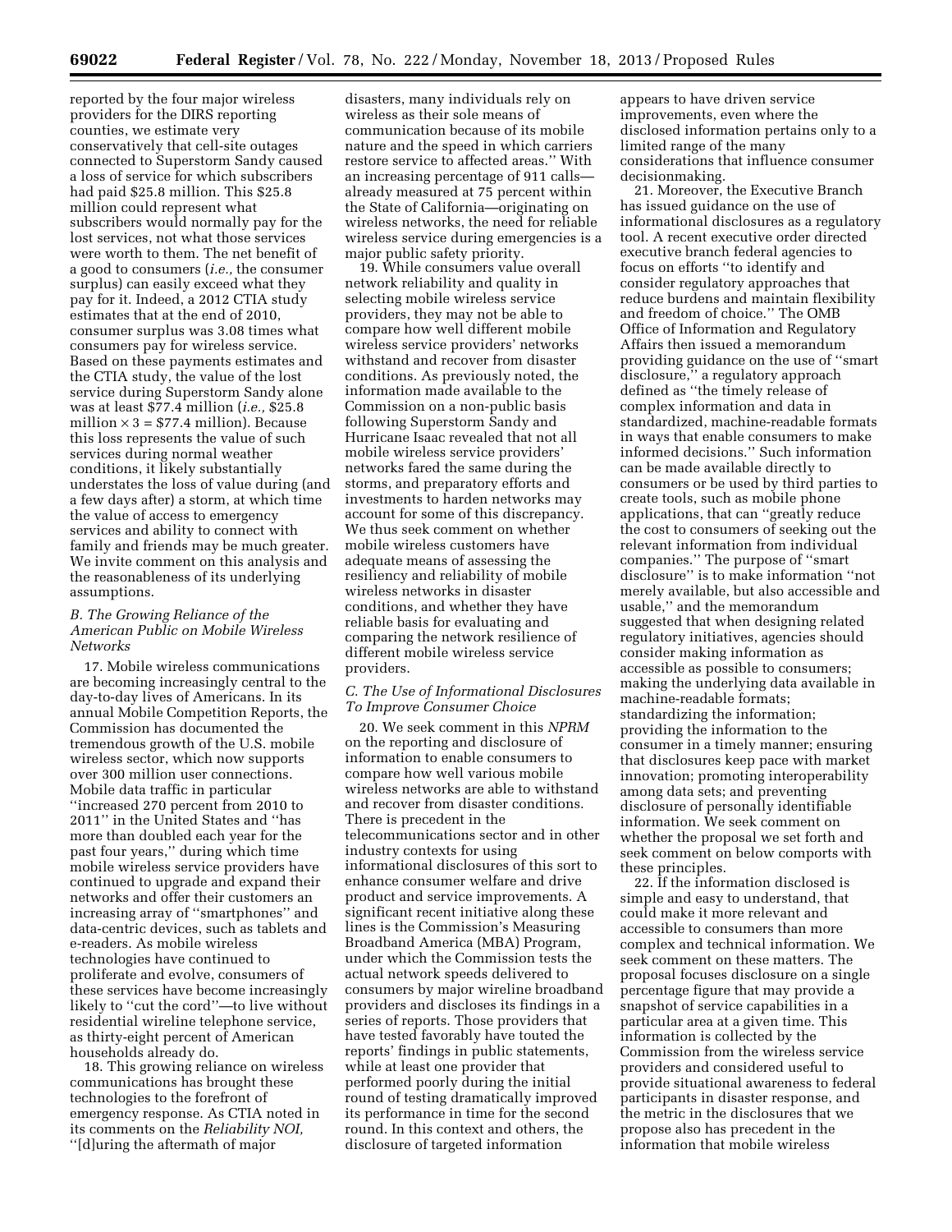reported by the four major wireless providers for the DIRS reporting counties, we estimate very conservatively that cell-site outages connected to Superstorm Sandy caused a loss of service for which subscribers had paid $25.8 million. This $25.8 million could represent what subscribers would normally pay for the lost services, not what those services were worth to them. The net benefit of a good to consumers (*i.e.,* the consumer surplus) can easily exceed what they pay for it. Indeed, a 2012 CTIA study estimates that at the end of 2010, consumer surplus was 3.08 times what consumers pay for wireless service. Based on these payments estimates and the CTIA study, the value of the lost service during Superstorm Sandy alone was at least $77.4 million (*i.e.,* $25.8 million × 3 = $77.4 million). Because this loss represents the value of such services during normal weather conditions, it likely substantially understates the loss of value during (and a few days after) a storm, at which time the value of access to emergency services and ability to connect with family and friends may be much greater. We invite comment on this analysis and the reasonableness of its underlying assumptions.

### B. The Growing Reliance of the American Public on Mobile Wireless Networks

17. Mobile wireless communications are becoming increasingly central to the day-to-day lives of Americans. In its annual Mobile Competition Reports, the Commission has documented the tremendous growth of the U.S. mobile wireless sector, which now supports over 300 million user connections. Mobile data traffic in particular ''increased 270 percent from 2010 to 2011'' in the United States and ''has more than doubled each year for the past four years,'' during which time mobile wireless service providers have continued to upgrade and expand their networks and offer their customers an increasing array of ''smartphones'' and data-centric devices, such as tablets and e-readers. As mobile wireless technologies have continued to proliferate and evolve, consumers of these services have become increasingly likely to ''cut the cord''—to live without residential wireline telephone service, as thirty-eight percent of American households already do.

18. This growing reliance on wireless communications has brought these technologies to the forefront of emergency response. As CTIA noted in its comments on the *Reliability NOI,* ''[d]uring the aftermath of major disasters, many individuals rely on wireless as their sole means of communication because of its mobile nature and the speed in which carriers restore service to affected areas.'' With an increasing percentage of 911 calls—already measured at 75 percent within the State of California—originating on wireless networks, the need for reliable wireless service during emergencies is a major public safety priority.

19. While consumers value overall network reliability and quality in selecting mobile wireless service providers, they may not be able to compare how well different mobile wireless service providers' networks withstand and recover from disaster conditions. As previously noted, the information made available to the Commission on a non-public basis following Superstorm Sandy and Hurricane Isaac revealed that not all mobile wireless service providers' networks fared the same during the storms, and preparatory efforts and investments to harden networks may account for some of this discrepancy. We thus seek comment on whether mobile wireless customers have adequate means of assessing the resiliency and reliability of mobile wireless networks in disaster conditions, and whether they have reliable basis for evaluating and comparing the network resilience of different mobile wireless service providers.

### C. The Use of Informational Disclosures To Improve Consumer Choice

20. We seek comment in this *NPRM* on the reporting and disclosure of information to enable consumers to compare how well various mobile wireless networks are able to withstand and recover from disaster conditions. There is precedent in the telecommunications sector and in other industry contexts for using informational disclosures of this sort to enhance consumer welfare and drive product and service improvements. A significant recent initiative along these lines is the Commission's Measuring Broadband America (MBA) Program, under which the Commission tests the actual network speeds delivered to consumers by major wireline broadband providers and discloses its findings in a series of reports. Those providers that have tested favorably have touted the reports' findings in public statements, while at least one provider that performed poorly during the initial round of testing dramatically improved its performance in time for the second round. In this context and others, the disclosure of targeted information appears to have driven service improvements, even where the disclosed information pertains only to a limited range of the many considerations that influence consumer decisionmaking.

21. Moreover, the Executive Branch has issued guidance on the use of informational disclosures as a regulatory tool. A recent executive order directed executive branch federal agencies to focus on efforts ''to identify and consider regulatory approaches that reduce burdens and maintain flexibility and freedom of choice.'' The OMB Office of Information and Regulatory Affairs then issued a memorandum providing guidance on the use of ''smart disclosure,'' a regulatory approach defined as ''the timely release of complex information and data in standardized, machine-readable formats in ways that enable consumers to make informed decisions.'' Such information can be made available directly to consumers or be used by third parties to create tools, such as mobile phone applications, that can ''greatly reduce the cost to consumers of seeking out the relevant information from individual companies.'' The purpose of ''smart disclosure'' is to make information ''not merely available, but also accessible and usable,'' and the memorandum suggested that when designing related regulatory initiatives, agencies should consider making information as accessible as possible to consumers; making the underlying data available in machine-readable formats; standardizing the information; providing the information to the consumer in a timely manner; ensuring that disclosures keep pace with market innovation; promoting interoperability among data sets; and preventing disclosure of personally identifiable information. We seek comment on whether the proposal we set forth and seek comment on below comports with these principles.

22. If the information disclosed is simple and easy to understand, that could make it more relevant and accessible to consumers than more complex and technical information. We seek comment on these matters. The proposal focuses disclosure on a single percentage figure that may provide a snapshot of service capabilities in a particular area at a given time. This information is collected by the Commission from the wireless service providers and considered useful to provide situational awareness to federal participants in disaster response, and the metric in the disclosures that we propose also has precedent in the information that mobile wireless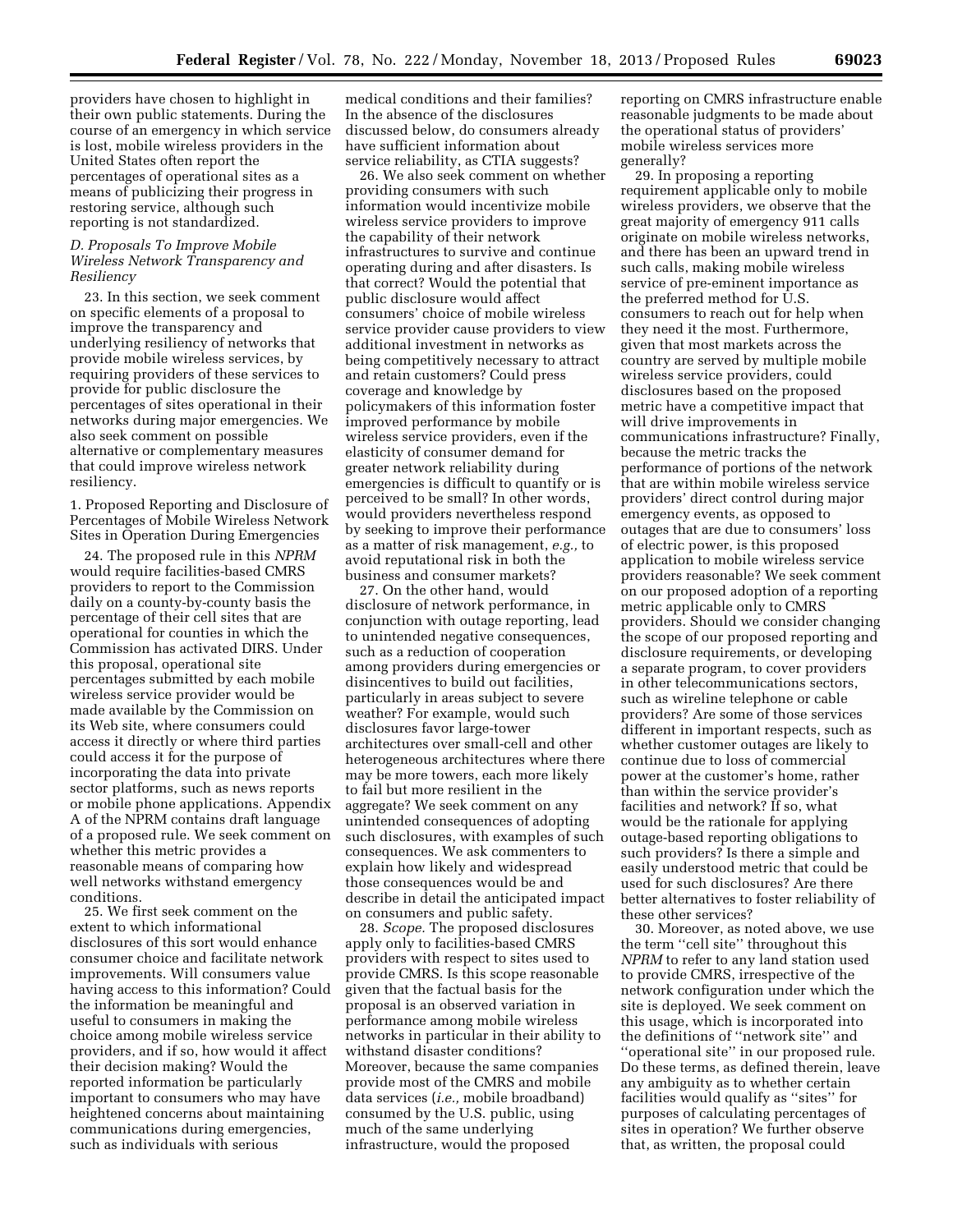providers have chosen to highlight in their own public statements. During the course of an emergency in which service is lost, mobile wireless providers in the United States often report the percentages of operational sites as a means of publicizing their progress in restoring service, although such reporting is not standardized.

### *D. Proposals To Improve Mobile Wireless Network Transparency and Resiliency*

23. In this section, we seek comment on specific elements of a proposal to improve the transparency and underlying resiliency of networks that provide mobile wireless services, by requiring providers of these services to provide for public disclosure the percentages of sites operational in their networks during major emergencies. We also seek comment on possible alternative or complementary measures that could improve wireless network resiliency.

#### 1. Proposed Reporting and Disclosure of Percentages of Mobile Wireless Network Sites in Operation During Emergencies

24. The proposed rule in this *NPRM* would require facilities-based CMRS providers to report to the Commission daily on a county-by-county basis the percentage of their cell sites that are operational for counties in which the Commission has activated DIRS. Under this proposal, operational site percentages submitted by each mobile wireless service provider would be made available by the Commission on its Web site, where consumers could access it directly or where third parties could access it for the purpose of incorporating the data into private sector platforms, such as news reports or mobile phone applications. Appendix A of the NPRM contains draft language of a proposed rule. We seek comment on whether this metric provides a reasonable means of comparing how well networks withstand emergency conditions.

25. We first seek comment on the extent to which informational disclosures of this sort would enhance consumer choice and facilitate network improvements. Will consumers value having access to this information? Could the information be meaningful and useful to consumers in making the choice among mobile wireless service providers, and if so, how would it affect their decision making? Would the reported information be particularly important to consumers who may have heightened concerns about maintaining communications during emergencies, such as individuals with serious medical conditions and their families? In the absence of the disclosures discussed below, do consumers already have sufficient information about service reliability, as CTIA suggests?

26. We also seek comment on whether providing consumers with such information would incentivize mobile wireless service providers to improve the capability of their network infrastructures to survive and continue operating during and after disasters. Is that correct? Would the potential that public disclosure would affect consumers' choice of mobile wireless service provider cause providers to view additional investment in networks as being competitively necessary to attract and retain customers? Could press coverage and knowledge by policymakers of this information foster improved performance by mobile wireless service providers, even if the elasticity of consumer demand for greater network reliability during emergencies is difficult to quantify or is perceived to be small? In other words, would providers nevertheless respond by seeking to improve their performance as a matter of risk management, *e.g.,* to avoid reputational risk in both the business and consumer markets?

27. On the other hand, would disclosure of network performance, in conjunction with outage reporting, lead to unintended negative consequences, such as a reduction of cooperation among providers during emergencies or disincentives to build out facilities, particularly in areas subject to severe weather? For example, would such disclosures favor large-tower architectures over small-cell and other heterogeneous architectures where there may be more towers, each more likely to fail but more resilient in the aggregate? We seek comment on any unintended consequences of adopting such disclosures, with examples of such consequences. We ask commenters to explain how likely and widespread those consequences would be and describe in detail the anticipated impact on consumers and public safety.

28. *Scope.* The proposed disclosures apply only to facilities-based CMRS providers with respect to sites used to provide CMRS. Is this scope reasonable given that the factual basis for the proposal is an observed variation in performance among mobile wireless networks in particular in their ability to withstand disaster conditions? Moreover, because the same companies provide most of the CMRS and mobile data services (*i.e.,* mobile broadband) consumed by the U.S. public, using much of the same underlying infrastructure, would the proposed reporting on CMRS infrastructure enable reasonable judgments to be made about the operational status of providers' mobile wireless services more generally?

29. In proposing a reporting requirement applicable only to mobile wireless providers, we observe that the great majority of emergency 911 calls originate on mobile wireless networks, and there has been an upward trend in such calls, making mobile wireless service of pre-eminent importance as the preferred method for U.S. consumers to reach out for help when they need it the most. Furthermore, given that most markets across the country are served by multiple mobile wireless service providers, could disclosures based on the proposed metric have a competitive impact that will drive improvements in communications infrastructure? Finally, because the metric tracks the performance of portions of the network that are within mobile wireless service providers' direct control during major emergency events, as opposed to outages that are due to consumers' loss of electric power, is this proposed application to mobile wireless service providers reasonable? We seek comment on our proposed adoption of a reporting metric applicable only to CMRS providers. Should we consider changing the scope of our proposed reporting and disclosure requirements, or developing a separate program, to cover providers in other telecommunications sectors, such as wireline telephone or cable providers? Are some of those services different in important respects, such as whether customer outages are likely to continue due to loss of commercial power at the customer's home, rather than within the service provider's facilities and network? If so, what would be the rationale for applying outage-based reporting obligations to such providers? Is there a simple and easily understood metric that could be used for such disclosures? Are there better alternatives to foster reliability of these other services?

30. Moreover, as noted above, we use the term ''cell site'' throughout this *NPRM* to refer to any land station used to provide CMRS, irrespective of the network configuration under which the site is deployed. We seek comment on this usage, which is incorporated into the definitions of ''network site'' and ''operational site'' in our proposed rule. Do these terms, as defined therein, leave any ambiguity as to whether certain facilities would qualify as ''sites'' for purposes of calculating percentages of sites in operation? We further observe that, as written, the proposal could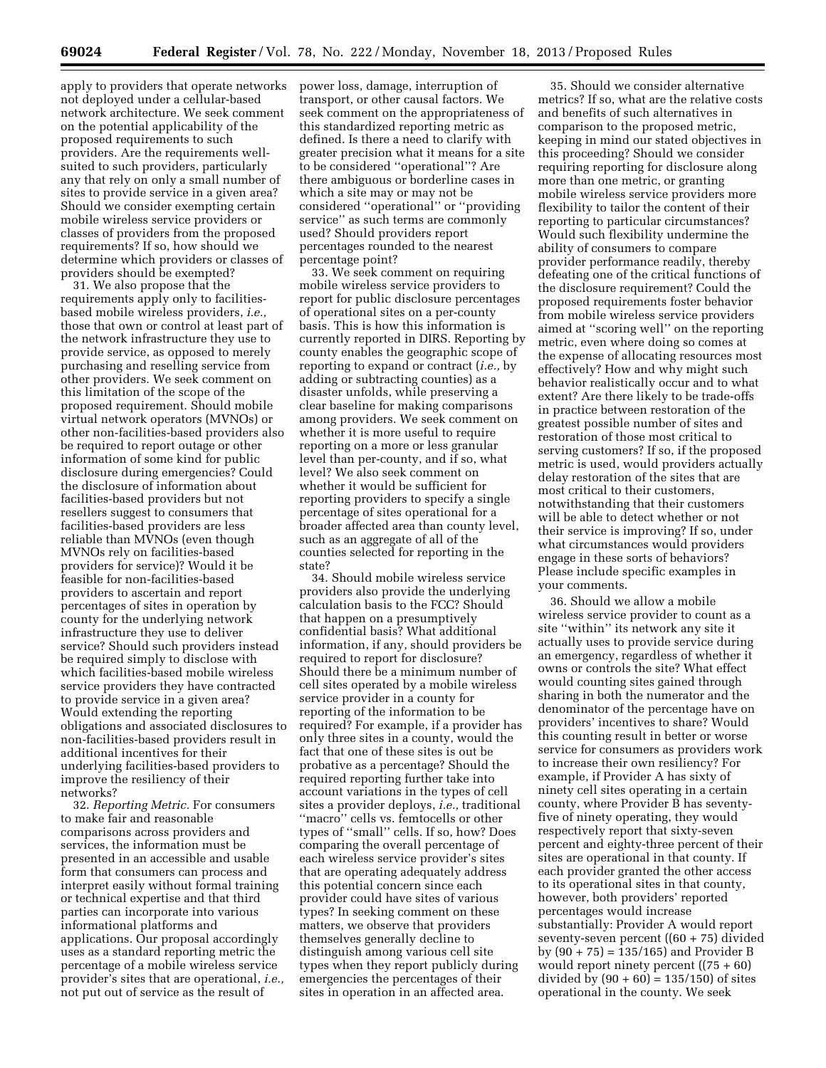apply to providers that operate networks not deployed under a cellular-based network architecture. We seek comment on the potential applicability of the proposed requirements to such providers. Are the requirements well-suited to such providers, particularly any that rely on only a small number of sites to provide service in a given area? Should we consider exempting certain mobile wireless service providers or classes of providers from the proposed requirements? If so, how should we determine which providers or classes of providers should be exempted?

31. We also propose that the requirements apply only to facilities-based mobile wireless providers, *i.e.,* those that own or control at least part of the network infrastructure they use to provide service, as opposed to merely purchasing and reselling service from other providers. We seek comment on this limitation of the scope of the proposed requirement. Should mobile virtual network operators (MVNOs) or other non-facilities-based providers also be required to report outage or other information of some kind for public disclosure during emergencies? Could the disclosure of information about facilities-based providers but not resellers suggest to consumers that facilities-based providers are less reliable than MVNOs (even though MVNOs rely on facilities-based providers for service)? Would it be feasible for non-facilities-based providers to ascertain and report percentages of sites in operation by county for the underlying network infrastructure they use to deliver service? Should such providers instead be required simply to disclose with which facilities-based mobile wireless service providers they have contracted to provide service in a given area? Would extending the reporting obligations and associated disclosures to non-facilities-based providers result in additional incentives for their underlying facilities-based providers to improve the resiliency of their networks?

32. *Reporting Metric.* For consumers to make fair and reasonable comparisons across providers and services, the information must be presented in an accessible and usable form that consumers can process and interpret easily without formal training or technical expertise and that third parties can incorporate into various informational platforms and applications. Our proposal accordingly uses as a standard reporting metric the percentage of a mobile wireless service provider's sites that are operational, *i.e.,* not put out of service as the result of power loss, damage, interruption of transport, or other causal factors. We seek comment on the appropriateness of this standardized reporting metric as defined. Is there a need to clarify with greater precision what it means for a site to be considered ''operational''? Are there ambiguous or borderline cases in which a site may or may not be considered ''operational'' or ''providing service'' as such terms are commonly used? Should providers report percentages rounded to the nearest percentage point?

33. We seek comment on requiring mobile wireless service providers to report for public disclosure percentages of operational sites on a per-county basis. This is how this information is currently reported in DIRS. Reporting by county enables the geographic scope of reporting to expand or contract (*i.e.,* by adding or subtracting counties) as a disaster unfolds, while preserving a clear baseline for making comparisons among providers. We seek comment on whether it is more useful to require reporting on a more or less granular level than per-county, and if so, what level? We also seek comment on whether it would be sufficient for reporting providers to specify a single percentage of sites operational for a broader affected area than county level, such as an aggregate of all of the counties selected for reporting in the state?

34. Should mobile wireless service providers also provide the underlying calculation basis to the FCC? Should that happen on a presumptively confidential basis? What additional information, if any, should providers be required to report for disclosure? Should there be a minimum number of cell sites operated by a mobile wireless service provider in a county for reporting of the information to be required? For example, if a provider has only three sites in a county, would the fact that one of these sites is out be probative as a percentage? Should the required reporting further take into account variations in the types of cell sites a provider deploys, *i.e.,* traditional ''macro'' cells vs. femtocells or other types of ''small'' cells. If so, how? Does comparing the overall percentage of each wireless service provider's sites that are operating adequately address this potential concern since each provider could have sites of various types? In seeking comment on these matters, we observe that providers themselves generally decline to distinguish among various cell site types when they report publicly during emergencies the percentages of their sites in operation in an affected area.

35. Should we consider alternative metrics? If so, what are the relative costs and benefits of such alternatives in comparison to the proposed metric, keeping in mind our stated objectives in this proceeding? Should we consider requiring reporting for disclosure along more than one metric, or granting mobile wireless service providers more flexibility to tailor the content of their reporting to particular circumstances? Would such flexibility undermine the ability of consumers to compare provider performance readily, thereby defeating one of the critical functions of the disclosure requirement? Could the proposed requirements foster behavior from mobile wireless service providers aimed at ''scoring well'' on the reporting metric, even where doing so comes at the expense of allocating resources most effectively? How and why might such behavior realistically occur and to what extent? Are there likely to be trade-offs in practice between restoration of the greatest possible number of sites and restoration of those most critical to serving customers? If so, if the proposed metric is used, would providers actually delay restoration of the sites that are most critical to their customers, notwithstanding that their customers will be able to detect whether or not their service is improving? If so, under what circumstances would providers engage in these sorts of behaviors? Please include specific examples in your comments.

36. Should we allow a mobile wireless service provider to count as a site ''within'' its network any site it actually uses to provide service during an emergency, regardless of whether it owns or controls the site? What effect would counting sites gained through sharing in both the numerator and the denominator of the percentage have on providers' incentives to share? Would this counting result in better or worse service for consumers as providers work to increase their own resiliency? For example, if Provider A has sixty of ninety cell sites operating in a certain county, where Provider B has seventy-five of ninety operating, they would respectively report that sixty-seven percent and eighty-three percent of their sites are operational in that county. If each provider granted the other access to its operational sites in that county, however, both providers' reported percentages would increase substantially: Provider A would report seventy-seven percent ((60 + 75) divided by (90 + 75) = 135/165) and Provider B would report ninety percent ((75 + 60) divided by (90 + 60) = 135/150) of sites operational in the county. We seek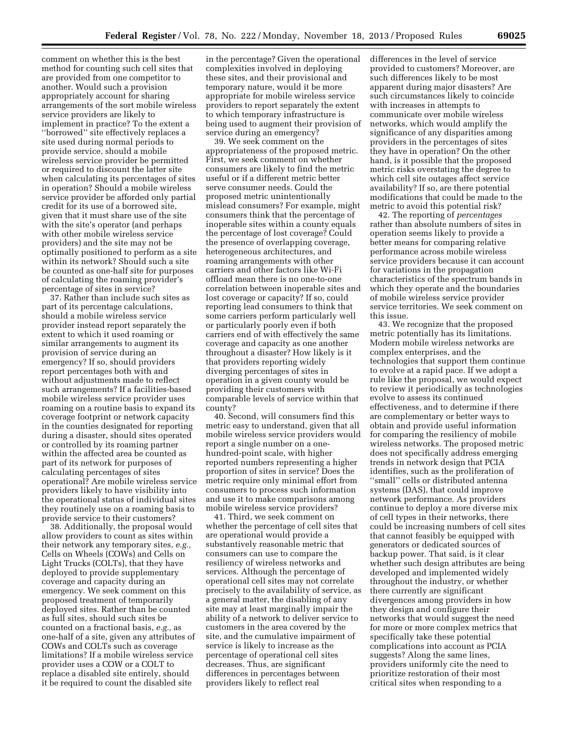comment on whether this is the best method for counting such cell sites that are provided from one competitor to another. Would such a provision appropriately account for sharing arrangements of the sort mobile wireless service providers are likely to implement in practice? To the extent a ''borrowed'' site effectively replaces a site used during normal periods to provide service, should a mobile wireless service provider be permitted or required to discount the latter site when calculating its percentages of sites in operation? Should a mobile wireless service provider be afforded only partial credit for its use of a borrowed site, given that it must share use of the site with the site's operator (and perhaps with other mobile wireless service providers) and the site may not be optimally positioned to perform as a site within its network? Should such a site be counted as one-half site for purposes of calculating the roaming provider's percentage of sites in service?

37. Rather than include such sites as part of its percentage calculations, should a mobile wireless service provider instead report separately the extent to which it used roaming or similar arrangements to augment its provision of service during an emergency? If so, should providers report percentages both with and without adjustments made to reflect such arrangements? If a facilities-based mobile wireless service provider uses roaming on a routine basis to expand its coverage footprint or network capacity in the counties designated for reporting during a disaster, should sites operated or controlled by its roaming partner within the affected area be counted as part of its network for purposes of calculating percentages of sites operational? Are mobile wireless service providers likely to have visibility into the operational status of individual sites they routinely use on a roaming basis to provide service to their customers?

38. Additionally, the proposal would allow providers to count as sites within their network any temporary sites, *e.g.,* Cells on Wheels (COWs) and Cells on Light Trucks (COLTs), that they have deployed to provide supplementary coverage and capacity during an emergency. We seek comment on this proposed treatment of temporarily deployed sites. Rather than be counted as full sites, should such sites be counted on a fractional basis, *e.g.,* as one-half of a site, given any attributes of COWs and COLTs such as coverage limitations? If a mobile wireless service provider uses a COW or a COLT to replace a disabled site entirely, should it be required to count the disabled site in the percentage? Given the operational complexities involved in deploying these sites, and their provisional and temporary nature, would it be more appropriate for mobile wireless service providers to report separately the extent to which temporary infrastructure is being used to augment their provision of service during an emergency?

39. We seek comment on the appropriateness of the proposed metric. First, we seek comment on whether consumers are likely to find the metric useful or if a different metric better serve consumer needs. Could the proposed metric unintentionally mislead consumers? For example, might consumers think that the percentage of inoperable sites within a county equals the percentage of lost coverage? Could the presence of overlapping coverage, heterogeneous architectures, and roaming arrangements with other carriers and other factors like Wi-Fi offload mean there is no one-to-one correlation between inoperable sites and lost coverage or capacity? If so, could reporting lead consumers to think that some carriers perform particularly well or particularly poorly even if both carriers end of with effectively the same coverage and capacity as one another throughout a disaster? How likely is it that providers reporting widely diverging percentages of sites in operation in a given county would be providing their customers with comparable levels of service within that county?

40. Second, will consumers find this metric easy to understand, given that all mobile wireless service providers would report a single number on a one-hundred-point scale, with higher reported numbers representing a higher proportion of sites in service? Does the metric require only minimal effort from consumers to process such information and use it to make comparisons among mobile wireless service providers?

41. Third, we seek comment on whether the percentage of cell sites that are operational would provide a substantively reasonable metric that consumers can use to compare the resiliency of wireless networks and services. Although the percentage of operational cell sites may not correlate precisely to the availability of service, as a general matter, the disabling of any site may at least marginally impair the ability of a network to deliver service to customers in the area covered by the site, and the cumulative impairment of service is likely to increase as the percentage of operational cell sites decreases. Thus, are significant differences in percentages between providers likely to reflect real differences in the level of service provided to customers? Moreover, are such differences likely to be most apparent during major disasters? Are such circumstances likely to coincide with increases in attempts to communicate over mobile wireless networks, which would amplify the significance of any disparities among providers in the percentages of sites they have in operation? On the other hand, is it possible that the proposed metric risks overstating the degree to which cell site outages affect service availability? If so, are there potential modifications that could be made to the metric to avoid this potential risk?

42. The reporting of *percentages* rather than absolute numbers of sites in operation seems likely to provide a better means for comparing relative performance across mobile wireless service providers because it can account for variations in the propagation characteristics of the spectrum bands in which they operate and the boundaries of mobile wireless service provider service territories. We seek comment on this issue.

43. We recognize that the proposed metric potentially has its limitations. Modern mobile wireless networks are complex enterprises, and the technologies that support them continue to evolve at a rapid pace. If we adopt a rule like the proposal, we would expect to review it periodically as technologies evolve to assess its continued effectiveness, and to determine if there are complementary or better ways to obtain and provide useful information for comparing the resiliency of mobile wireless networks. The proposed metric does not specifically address emerging trends in network design that PCIA identifies, such as the proliferation of ''small'' cells or distributed antenna systems (DAS), that could improve network performance. As providers continue to deploy a more diverse mix of cell types in their networks, there could be increasing numbers of cell sites that cannot feasibly be equipped with generators or dedicated sources of backup power. That said, is it clear whether such design attributes are being developed and implemented widely throughout the industry, or whether there currently are significant divergences among providers in how they design and configure their networks that would suggest the need for more or more complex metrics that specifically take these potential complications into account as PCIA suggests? Along the same lines, providers uniformly cite the need to prioritize restoration of their most critical sites when responding to a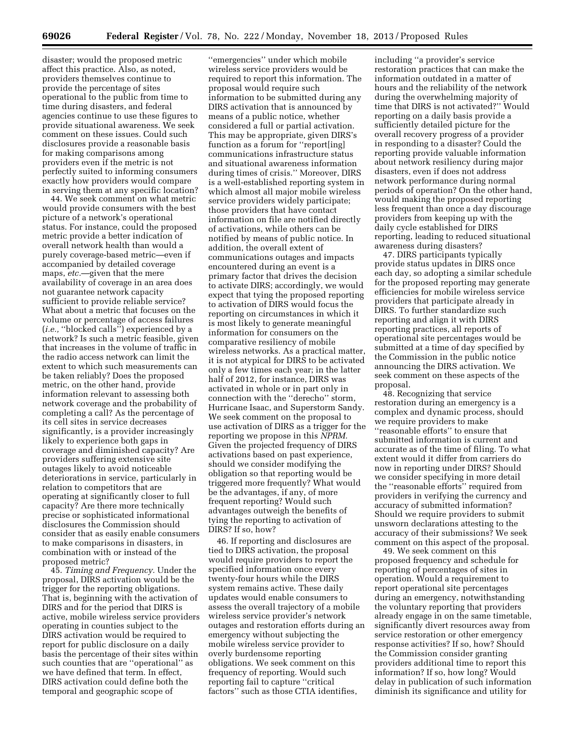disaster; would the proposed metric affect this practice. Also, as noted, providers themselves continue to provide the percentage of sites operational to the public from time to time during disasters, and federal agencies continue to use these figures to provide situational awareness. We seek comment on these issues. Could such disclosures provide a reasonable basis for making comparisons among providers even if the metric is not perfectly suited to informing consumers exactly how providers would compare in serving them at any specific location?

44. We seek comment on what metric would provide consumers with the best picture of a network's operational status. For instance, could the proposed metric provide a better indication of overall network health than would a purely coverage-based metric—even if accompanied by detailed coverage maps, *etc.*—given that the mere availability of coverage in an area does not guarantee network capacity sufficient to provide reliable service? What about a metric that focuses on the volume or percentage of access failures (*i.e.,* ''blocked calls'') experienced by a network? Is such a metric feasible, given that increases in the volume of traffic in the radio access network can limit the extent to which such measurements can be taken reliably? Does the proposed metric, on the other hand, provide information relevant to assessing both network coverage and the probability of completing a call? As the percentage of its cell sites in service decreases significantly, is a provider increasingly likely to experience both gaps in coverage and diminished capacity? Are providers suffering extensive site outages likely to avoid noticeable deteriorations in service, particularly in relation to competitors that are operating at significantly closer to full capacity? Are there more technically precise or sophisticated informational disclosures the Commission should consider that as easily enable consumers to make comparisons in disasters, in combination with or instead of the proposed metric?

45. *Timing and Frequency.* Under the proposal, DIRS activation would be the trigger for the reporting obligations. That is, beginning with the activation of DIRS and for the period that DIRS is active, mobile wireless service providers operating in counties subject to the DIRS activation would be required to report for public disclosure on a daily basis the percentage of their sites within such counties that are ''operational'' as we have defined that term. In effect, DIRS activation could define both the temporal and geographic scope of ''emergencies'' under which mobile wireless service providers would be required to report this information. The proposal would require such information to be submitted during any DIRS activation that is announced by means of a public notice, whether considered a full or partial activation. This may be appropriate, given DIRS's function as a forum for ''report[ing] communications infrastructure status and situational awareness information during times of crisis.'' Moreover, DIRS is a well-established reporting system in which almost all major mobile wireless service providers widely participate; those providers that have contact information on file are notified directly of activations, while others can be notified by means of public notice. In addition, the overall extent of communications outages and impacts encountered during an event is a primary factor that drives the decision to activate DIRS; accordingly, we would expect that tying the proposed reporting to activation of DIRS would focus the reporting on circumstances in which it is most likely to generate meaningful information for consumers on the comparative resiliency of mobile wireless networks. As a practical matter, it is not atypical for DIRS to be activated only a few times each year; in the latter half of 2012, for instance, DIRS was activated in whole or in part only in connection with the ''derecho'' storm, Hurricane Isaac, and Superstorm Sandy. We seek comment on the proposal to use activation of DIRS as a trigger for the reporting we propose in this *NPRM.* Given the projected frequency of DIRS activations based on past experience, should we consider modifying the obligation so that reporting would be triggered more frequently? What would be the advantages, if any, of more frequent reporting? Would such advantages outweigh the benefits of tying the reporting to activation of DIRS? If so, how?

46. If reporting and disclosures are tied to DIRS activation, the proposal would require providers to report the specified information once every twenty-four hours while the DIRS system remains active. These daily updates would enable consumers to assess the overall trajectory of a mobile wireless service provider's network outages and restoration efforts during an emergency without subjecting the mobile wireless service provider to overly burdensome reporting obligations. We seek comment on this frequency of reporting. Would such reporting fail to capture ''critical factors'' such as those CTIA identifies, including ''a provider's service restoration practices that can make the information outdated in a matter of hours and the reliability of the network during the overwhelming majority of time that DIRS is not activated?'' Would reporting on a daily basis provide a sufficiently detailed picture for the overall recovery progress of a provider in responding to a disaster? Could the reporting provide valuable information about network resiliency during major disasters, even if does not address network performance during normal periods of operation? On the other hand, would making the proposed reporting less frequent than once a day discourage providers from keeping up with the daily cycle established for DIRS reporting, leading to reduced situational awareness during disasters?

47. DIRS participants typically provide status updates in DIRS once each day, so adopting a similar schedule for the proposed reporting may generate efficiencies for mobile wireless service providers that participate already in DIRS. To further standardize such reporting and align it with DIRS reporting practices, all reports of operational site percentages would be submitted at a time of day specified by the Commission in the public notice announcing the DIRS activation. We seek comment on these aspects of the proposal.

48. Recognizing that service restoration during an emergency is a complex and dynamic process, should we require providers to make ''reasonable efforts'' to ensure that submitted information is current and accurate as of the time of filing. To what extent would it differ from carriers do now in reporting under DIRS? Should we consider specifying in more detail the ''reasonable efforts'' required from providers in verifying the currency and accuracy of submitted information? Should we require providers to submit unsworn declarations attesting to the accuracy of their submissions? We seek comment on this aspect of the proposal.

49. We seek comment on this proposed frequency and schedule for reporting of percentages of sites in operation. Would a requirement to report operational site percentages during an emergency, notwithstanding the voluntary reporting that providers already engage in on the same timetable, significantly divert resources away from service restoration or other emergency response activities? If so, how? Should the Commission consider granting providers additional time to report this information? If so, how long? Would delay in publication of such information diminish its significance and utility for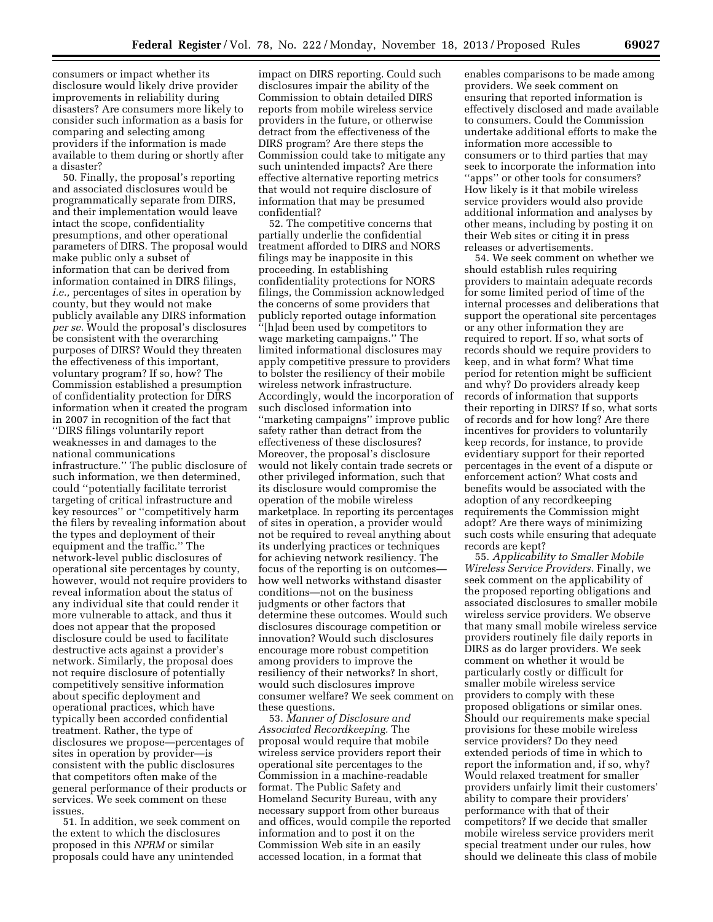consumers or impact whether its disclosure would likely drive provider improvements in reliability during disasters? Are consumers more likely to consider such information as a basis for comparing and selecting among providers if the information is made available to them during or shortly after a disaster?

50. Finally, the proposal's reporting and associated disclosures would be programmatically separate from DIRS, and their implementation would leave intact the scope, confidentiality presumptions, and other operational parameters of DIRS. The proposal would make public only a subset of information that can be derived from information contained in DIRS filings, *i.e.,* percentages of sites in operation by county, but they would not make publicly available any DIRS information *per se.* Would the proposal's disclosures be consistent with the overarching purposes of DIRS? Would they threaten the effectiveness of this important, voluntary program? If so, how? The Commission established a presumption of confidentiality protection for DIRS information when it created the program in 2007 in recognition of the fact that "DIRS filings voluntarily report weaknesses in and damages to the national communications infrastructure." The public disclosure of such information, we then determined, could "potentially facilitate terrorist targeting of critical infrastructure and key resources" or "competitively harm the filers by revealing information about the types and deployment of their equipment and the traffic." The network-level public disclosures of operational site percentages by county, however, would not require providers to reveal information about the status of any individual site that could render it more vulnerable to attack, and thus it does not appear that the proposed disclosure could be used to facilitate destructive acts against a provider's network. Similarly, the proposal does not require disclosure of potentially competitively sensitive information about specific deployment and operational practices, which have typically been accorded confidential treatment. Rather, the type of disclosures we propose—percentages of sites in operation by provider—is consistent with the public disclosures that competitors often make of the general performance of their products or services. We seek comment on these issues.

51. In addition, we seek comment on the extent to which the disclosures proposed in this *NPRM* or similar proposals could have any unintended impact on DIRS reporting. Could such disclosures impair the ability of the Commission to obtain detailed DIRS reports from mobile wireless service providers in the future, or otherwise detract from the effectiveness of the DIRS program? Are there steps the Commission could take to mitigate any such unintended impacts? Are there effective alternative reporting metrics that would not require disclosure of information that may be presumed confidential?

52. The competitive concerns that partially underlie the confidential treatment afforded to DIRS and NORS filings may be inapposite in this proceeding. In establishing confidentiality protections for NORS filings, the Commission acknowledged the concerns of some providers that publicly reported outage information "[h]ad been used by competitors to wage marketing campaigns." The limited informational disclosures may apply competitive pressure to providers to bolster the resiliency of their mobile wireless network infrastructure. Accordingly, would the incorporation of such disclosed information into "marketing campaigns" improve public safety rather than detract from the effectiveness of these disclosures? Moreover, the proposal's disclosure would not likely contain trade secrets or other privileged information, such that its disclosure would compromise the operation of the mobile wireless marketplace. In reporting its percentages of sites in operation, a provider would not be required to reveal anything about its underlying practices or techniques for achieving network resiliency. The focus of the reporting is on outcomes—how well networks withstand disaster conditions—not on the business judgments or other factors that determine these outcomes. Would such disclosures discourage competition or innovation? Would such disclosures encourage more robust competition among providers to improve the resiliency of their networks? In short, would such disclosures improve consumer welfare? We seek comment on these questions.

53. *Manner of Disclosure and Associated Recordkeeping.* The proposal would require that mobile wireless service providers report their operational site percentages to the Commission in a machine-readable format. The Public Safety and Homeland Security Bureau, with any necessary support from other bureaus and offices, would compile the reported information and to post it on the Commission Web site in an easily accessed location, in a format that enables comparisons to be made among providers. We seek comment on ensuring that reported information is effectively disclosed and made available to consumers. Could the Commission undertake additional efforts to make the information more accessible to consumers or to third parties that may seek to incorporate the information into "apps" or other tools for consumers? How likely is it that mobile wireless service providers would also provide additional information and analyses by other means, including by posting it on their Web sites or citing it in press releases or advertisements.

54. We seek comment on whether we should establish rules requiring providers to maintain adequate records for some limited period of time of the internal processes and deliberations that support the operational site percentages or any other information they are required to report. If so, what sorts of records should we require providers to keep, and in what form? What time period for retention might be sufficient and why? Do providers already keep records of information that supports their reporting in DIRS? If so, what sorts of records and for how long? Are there incentives for providers to voluntarily keep records, for instance, to provide evidentiary support for their reported percentages in the event of a dispute or enforcement action? What costs and benefits would be associated with the adoption of any recordkeeping requirements the Commission might adopt? Are there ways of minimizing such costs while ensuring that adequate records are kept?

55. *Applicability to Smaller Mobile Wireless Service Providers.* Finally, we seek comment on the applicability of the proposed reporting obligations and associated disclosures to smaller mobile wireless service providers. We observe that many small mobile wireless service providers routinely file daily reports in DIRS as do larger providers. We seek comment on whether it would be particularly costly or difficult for smaller mobile wireless service providers to comply with these proposed obligations or similar ones. Should our requirements make special provisions for these mobile wireless service providers? Do they need extended periods of time in which to report the information and, if so, why? Would relaxed treatment for smaller providers unfairly limit their customers' ability to compare their providers' performance with that of their competitors? If we decide that smaller mobile wireless service providers merit special treatment under our rules, how should we delineate this class of mobile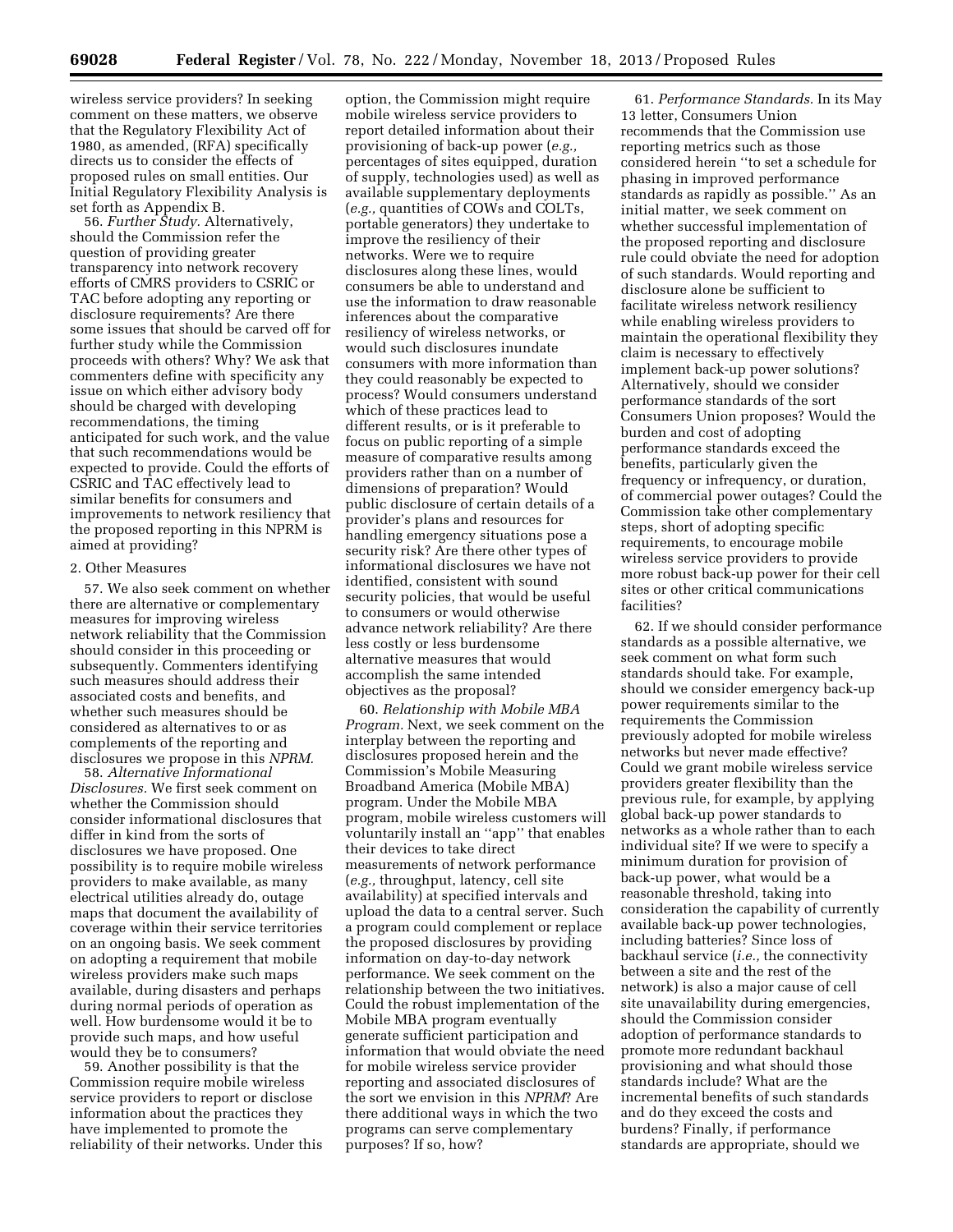wireless service providers? In seeking comment on these matters, we observe that the Regulatory Flexibility Act of 1980, as amended, (RFA) specifically directs us to consider the effects of proposed rules on small entities. Our Initial Regulatory Flexibility Analysis is set forth as Appendix B.

56. *Further Study.* Alternatively, should the Commission refer the question of providing greater transparency into network recovery efforts of CMRS providers to CSRIC or TAC before adopting any reporting or disclosure requirements? Are there some issues that should be carved off for further study while the Commission proceeds with others? Why? We ask that commenters define with specificity any issue on which either advisory body should be charged with developing recommendations, the timing anticipated for such work, and the value that such recommendations would be expected to provide. Could the efforts of CSRIC and TAC effectively lead to similar benefits for consumers and improvements to network resiliency that the proposed reporting in this NPRM is aimed at providing?

2. Other Measures

57. We also seek comment on whether there are alternative or complementary measures for improving wireless network reliability that the Commission should consider in this proceeding or subsequently. Commenters identifying such measures should address their associated costs and benefits, and whether such measures should be considered as alternatives to or as complements of the reporting and disclosures we propose in this *NPRM.*

58. *Alternative Informational Disclosures.* We first seek comment on whether the Commission should consider informational disclosures that differ in kind from the sorts of disclosures we have proposed. One possibility is to require mobile wireless providers to make available, as many electrical utilities already do, outage maps that document the availability of coverage within their service territories on an ongoing basis. We seek comment on adopting a requirement that mobile wireless providers make such maps available, during disasters and perhaps during normal periods of operation as well. How burdensome would it be to provide such maps, and how useful would they be to consumers?

59. Another possibility is that the Commission require mobile wireless service providers to report or disclose information about the practices they have implemented to promote the reliability of their networks. Under this option, the Commission might require mobile wireless service providers to report detailed information about their provisioning of back-up power (*e.g.,* percentages of sites equipped, duration of supply, technologies used) as well as available supplementary deployments (*e.g.,* quantities of COWs and COLTs, portable generators) they undertake to improve the resiliency of their networks. Were we to require disclosures along these lines, would consumers be able to understand and use the information to draw reasonable inferences about the comparative resiliency of wireless networks, or would such disclosures inundate consumers with more information than they could reasonably be expected to process? Would consumers understand which of these practices lead to different results, or is it preferable to focus on public reporting of a simple measure of comparative results among providers rather than on a number of dimensions of preparation? Would public disclosure of certain details of a provider's plans and resources for handling emergency situations pose a security risk? Are there other types of informational disclosures we have not identified, consistent with sound security policies, that would be useful to consumers or would otherwise advance network reliability? Are there less costly or less burdensome alternative measures that would accomplish the same intended objectives as the proposal?

60. *Relationship with Mobile MBA Program.* Next, we seek comment on the interplay between the reporting and disclosures proposed herein and the Commission's Mobile Measuring Broadband America (Mobile MBA) program. Under the Mobile MBA program, mobile wireless customers will voluntarily install an ''app'' that enables their devices to take direct measurements of network performance (*e.g.,* throughput, latency, cell site availability) at specified intervals and upload the data to a central server. Such a program could complement or replace the proposed disclosures by providing information on day-to-day network performance. We seek comment on the relationship between the two initiatives. Could the robust implementation of the Mobile MBA program eventually generate sufficient participation and information that would obviate the need for mobile wireless service provider reporting and associated disclosures of the sort we envision in this *NPRM*? Are there additional ways in which the two programs can serve complementary purposes? If so, how?

61. *Performance Standards.* In its May 13 letter, Consumers Union recommends that the Commission use reporting metrics such as those considered herein ''to set a schedule for phasing in improved performance standards as rapidly as possible.'' As an initial matter, we seek comment on whether successful implementation of the proposed reporting and disclosure rule could obviate the need for adoption of such standards. Would reporting and disclosure alone be sufficient to facilitate wireless network resiliency while enabling wireless providers to maintain the operational flexibility they claim is necessary to effectively implement back-up power solutions? Alternatively, should we consider performance standards of the sort Consumers Union proposes? Would the burden and cost of adopting performance standards exceed the benefits, particularly given the frequency or infrequency, or duration, of commercial power outages? Could the Commission take other complementary steps, short of adopting specific requirements, to encourage mobile wireless service providers to provide more robust back-up power for their cell sites or other critical communications facilities?

62. If we should consider performance standards as a possible alternative, we seek comment on what form such standards should take. For example, should we consider emergency back-up power requirements similar to the requirements the Commission previously adopted for mobile wireless networks but never made effective? Could we grant mobile wireless service providers greater flexibility than the previous rule, for example, by applying global back-up power standards to networks as a whole rather than to each individual site? If we were to specify a minimum duration for provision of back-up power, what would be a reasonable threshold, taking into consideration the capability of currently available back-up power technologies, including batteries? Since loss of backhaul service (*i.e.,* the connectivity between a site and the rest of the network) is also a major cause of cell site unavailability during emergencies, should the Commission consider adoption of performance standards to promote more redundant backhaul provisioning and what should those standards include? What are the incremental benefits of such standards and do they exceed the costs and burdens? Finally, if performance standards are appropriate, should we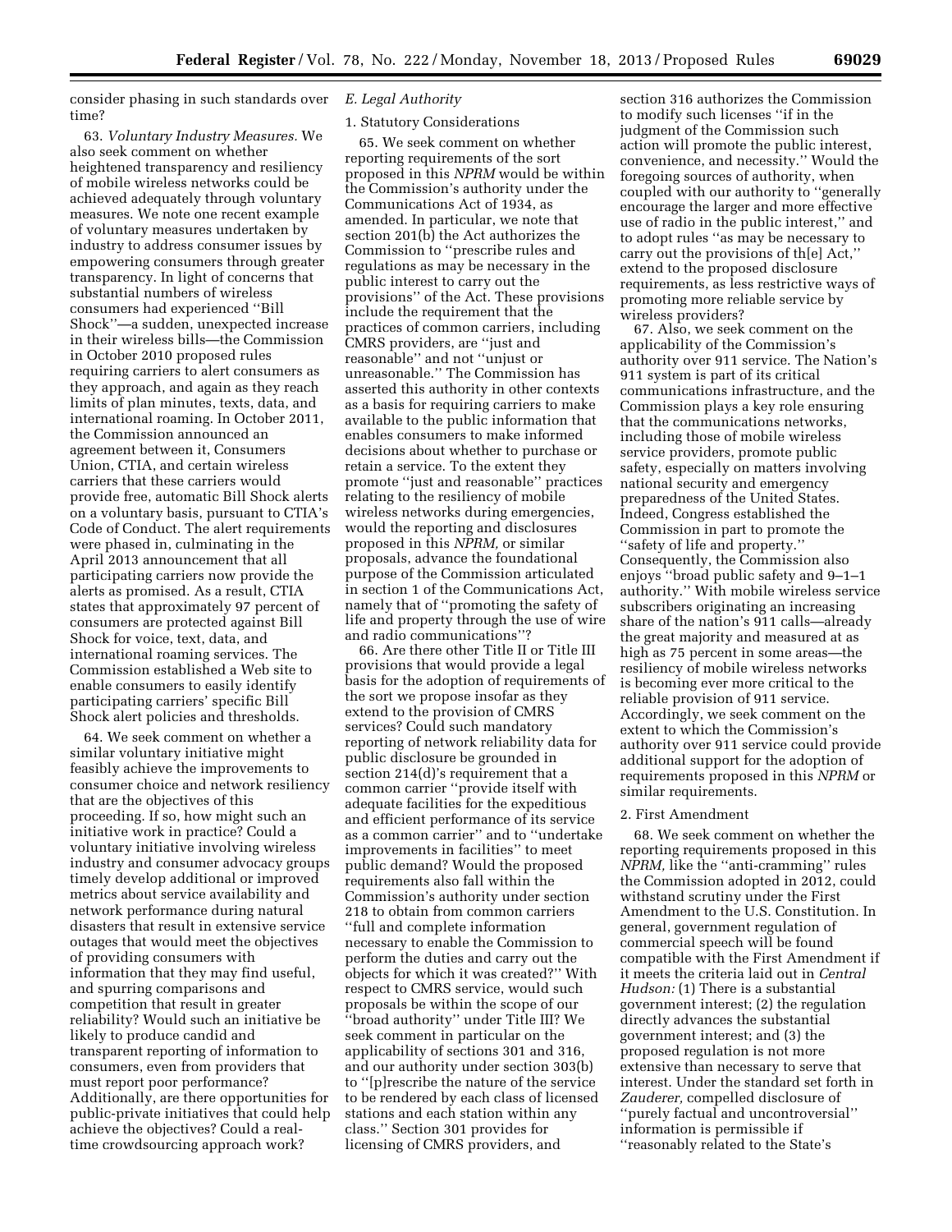consider phasing in such standards over time?

63. *Voluntary Industry Measures.* We also seek comment on whether heightened transparency and resiliency of mobile wireless networks could be achieved adequately through voluntary measures. We note one recent example of voluntary measures undertaken by industry to address consumer issues by empowering consumers through greater transparency. In light of concerns that substantial numbers of wireless consumers had experienced ''Bill Shock''—a sudden, unexpected increase in their wireless bills—the Commission in October 2010 proposed rules requiring carriers to alert consumers as they approach, and again as they reach limits of plan minutes, texts, data, and international roaming. In October 2011, the Commission announced an agreement between it, Consumers Union, CTIA, and certain wireless carriers that these carriers would provide free, automatic Bill Shock alerts on a voluntary basis, pursuant to CTIA's Code of Conduct. The alert requirements were phased in, culminating in the April 2013 announcement that all participating carriers now provide the alerts as promised. As a result, CTIA states that approximately 97 percent of consumers are protected against Bill Shock for voice, text, data, and international roaming services. The Commission established a Web site to enable consumers to easily identify participating carriers' specific Bill Shock alert policies and thresholds.

64. We seek comment on whether a similar voluntary initiative might feasibly achieve the improvements to consumer choice and network resiliency that are the objectives of this proceeding. If so, how might such an initiative work in practice? Could a voluntary initiative involving wireless industry and consumer advocacy groups timely develop additional or improved metrics about service availability and network performance during natural disasters that result in extensive service outages that would meet the objectives of providing consumers with information that they may find useful, and spurring comparisons and competition that result in greater reliability? Would such an initiative be likely to produce candid and transparent reporting of information to consumers, even from providers that must report poor performance? Additionally, are there opportunities for public-private initiatives that could help achieve the objectives? Could a real-time crowdsourcing approach work?

### *E. Legal Authority*

#### 1. Statutory Considerations

65. We seek comment on whether reporting requirements of the sort proposed in this *NPRM* would be within the Commission's authority under the Communications Act of 1934, as amended. In particular, we note that section 201(b) the Act authorizes the Commission to ''prescribe rules and regulations as may be necessary in the public interest to carry out the provisions'' of the Act. These provisions include the requirement that the practices of common carriers, including CMRS providers, are ''just and reasonable'' and not ''unjust or unreasonable.'' The Commission has asserted this authority in other contexts as a basis for requiring carriers to make available to the public information that enables consumers to make informed decisions about whether to purchase or retain a service. To the extent they promote ''just and reasonable'' practices relating to the resiliency of mobile wireless networks during emergencies, would the reporting and disclosures proposed in this *NPRM,* or similar proposals, advance the foundational purpose of the Commission articulated in section 1 of the Communications Act, namely that of ''promoting the safety of life and property through the use of wire and radio communications''?

66. Are there other Title II or Title III provisions that would provide a legal basis for the adoption of requirements of the sort we propose insofar as they extend to the provision of CMRS services? Could such mandatory reporting of network reliability data for public disclosure be grounded in section 214(d)'s requirement that a common carrier ''provide itself with adequate facilities for the expeditious and efficient performance of its service as a common carrier'' and to ''undertake improvements in facilities'' to meet public demand? Would the proposed requirements also fall within the Commission's authority under section 218 to obtain from common carriers ''full and complete information necessary to enable the Commission to perform the duties and carry out the objects for which it was created?'' With respect to CMRS service, would such proposals be within the scope of our ''broad authority'' under Title III? We seek comment in particular on the applicability of sections 301 and 316, and our authority under section 303(b) to ''[p]rescribe the nature of the service to be rendered by each class of licensed stations and each station within any class.'' Section 301 provides for licensing of CMRS providers, and section 316 authorizes the Commission to modify such licenses ''if in the judgment of the Commission such action will promote the public interest, convenience, and necessity.'' Would the foregoing sources of authority, when coupled with our authority to ''generally encourage the larger and more effective use of radio in the public interest,'' and to adopt rules ''as may be necessary to carry out the provisions of th[e] Act,'' extend to the proposed disclosure requirements, as less restrictive ways of promoting more reliable service by wireless providers?

67. Also, we seek comment on the applicability of the Commission's authority over 911 service. The Nation's 911 system is part of its critical communications infrastructure, and the Commission plays a key role ensuring that the communications networks, including those of mobile wireless service providers, promote public safety, especially on matters involving national security and emergency preparedness of the United States. Indeed, Congress established the Commission in part to promote the ''safety of life and property.'' Consequently, the Commission also enjoys ''broad public safety and 9–1–1 authority.'' With mobile wireless service subscribers originating an increasing share of the nation's 911 calls—already the great majority and measured at as high as 75 percent in some areas—the resiliency of mobile wireless networks is becoming ever more critical to the reliable provision of 911 service. Accordingly, we seek comment on the extent to which the Commission's authority over 911 service could provide additional support for the adoption of requirements proposed in this *NPRM* or similar requirements.

#### 2. First Amendment

68. We seek comment on whether the reporting requirements proposed in this *NPRM,* like the ''anti-cramming'' rules the Commission adopted in 2012, could withstand scrutiny under the First Amendment to the U.S. Constitution. In general, government regulation of commercial speech will be found compatible with the First Amendment if it meets the criteria laid out in *Central Hudson:* (1) There is a substantial government interest; (2) the regulation directly advances the substantial government interest; and (3) the proposed regulation is not more extensive than necessary to serve that interest. Under the standard set forth in *Zauderer,* compelled disclosure of ''purely factual and uncontroversial'' information is permissible if ''reasonably related to the State's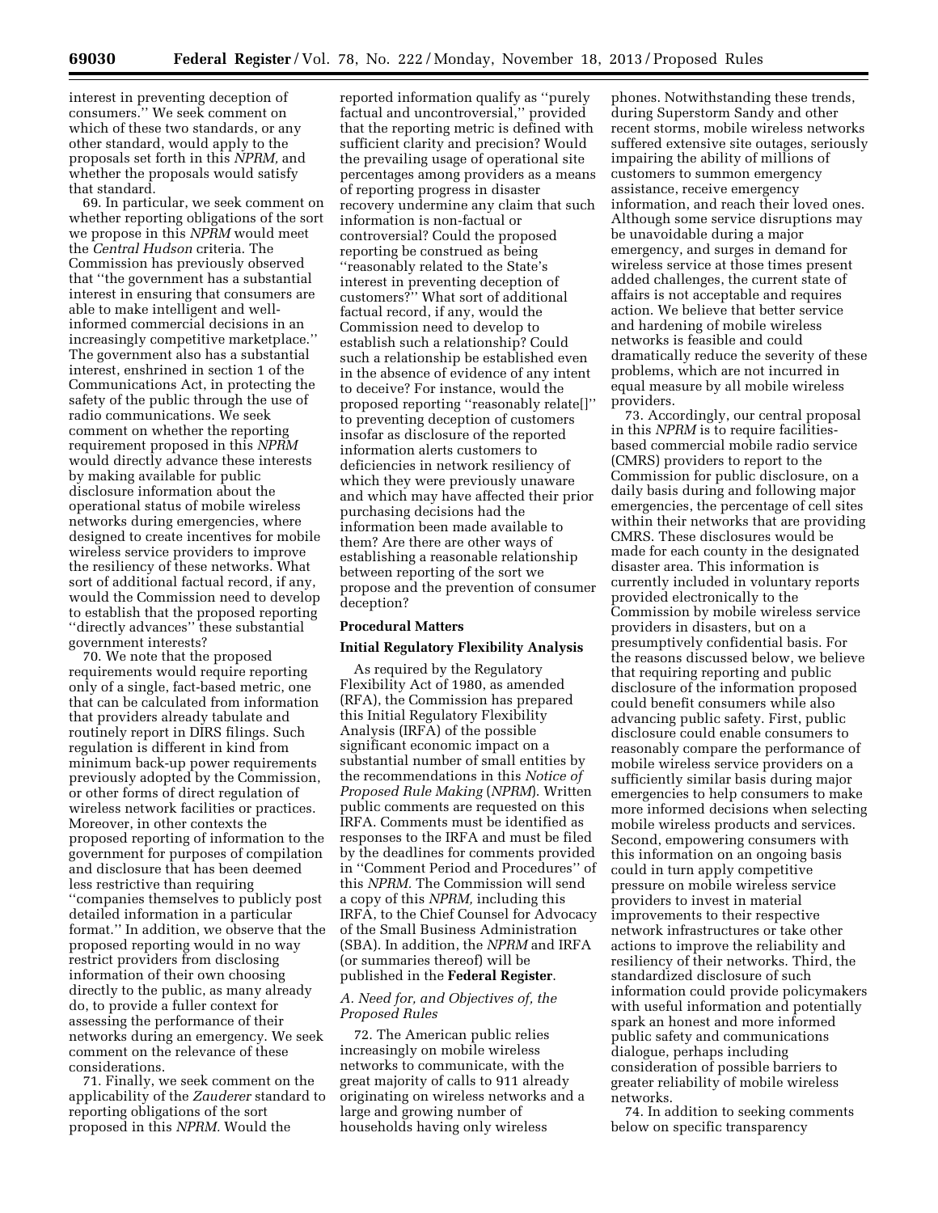interest in preventing deception of consumers.'' We seek comment on which of these two standards, or any other standard, would apply to the proposals set forth in this *NPRM,* and whether the proposals would satisfy that standard.

69. In particular, we seek comment on whether reporting obligations of the sort we propose in this *NPRM* would meet the *Central Hudson* criteria. The Commission has previously observed that ''the government has a substantial interest in ensuring that consumers are able to make intelligent and well-informed commercial decisions in an increasingly competitive marketplace.'' The government also has a substantial interest, enshrined in section 1 of the Communications Act, in protecting the safety of the public through the use of radio communications. We seek comment on whether the reporting requirement proposed in this *NPRM* would directly advance these interests by making available for public disclosure information about the operational status of mobile wireless networks during emergencies, where designed to create incentives for mobile wireless service providers to improve the resiliency of these networks. What sort of additional factual record, if any, would the Commission need to develop to establish that the proposed reporting ''directly advances'' these substantial government interests?

70. We note that the proposed requirements would require reporting only of a single, fact-based metric, one that can be calculated from information that providers already tabulate and routinely report in DIRS filings. Such regulation is different in kind from minimum back-up power requirements previously adopted by the Commission, or other forms of direct regulation of wireless network facilities or practices. Moreover, in other contexts the proposed reporting of information to the government for purposes of compilation and disclosure that has been deemed less restrictive than requiring ''companies themselves to publicly post detailed information in a particular format.'' In addition, we observe that the proposed reporting would in no way restrict providers from disclosing information of their own choosing directly to the public, as many already do, to provide a fuller context for assessing the performance of their networks during an emergency. We seek comment on the relevance of these considerations.

71. Finally, we seek comment on the applicability of the *Zauderer* standard to reporting obligations of the sort proposed in this *NPRM.* Would the reported information qualify as ''purely factual and uncontroversial,'' provided that the reporting metric is defined with sufficient clarity and precision? Would the prevailing usage of operational site percentages among providers as a means of reporting progress in disaster recovery undermine any claim that such information is non-factual or controversial? Could the proposed reporting be construed as being ''reasonably related to the State's interest in preventing deception of customers?'' What sort of additional factual record, if any, would the Commission need to develop to establish such a relationship? Could such a relationship be established even in the absence of evidence of any intent to deceive? For instance, would the proposed reporting ''reasonably relate[]'' to preventing deception of customers insofar as disclosure of the reported information alerts customers to deficiencies in network resiliency of which they were previously unaware and which may have affected their prior purchasing decisions had the information been made available to them? Are there are other ways of establishing a reasonable relationship between reporting of the sort we propose and the prevention of consumer deception?

## Procedural Matters

### Initial Regulatory Flexibility Analysis

As required by the Regulatory Flexibility Act of 1980, as amended (RFA), the Commission has prepared this Initial Regulatory Flexibility Analysis (IRFA) of the possible significant economic impact on a substantial number of small entities by the recommendations in this *Notice of Proposed Rule Making* (*NPRM*). Written public comments are requested on this IRFA. Comments must be identified as responses to the IRFA and must be filed by the deadlines for comments provided in ''Comment Period and Procedures'' of this *NPRM.* The Commission will send a copy of this *NPRM,* including this IRFA, to the Chief Counsel for Advocacy of the Small Business Administration (SBA). In addition, the *NPRM* and IRFA (or summaries thereof) will be published in the **Federal Register**.

#### *A. Need for, and Objectives of, the Proposed Rules*

72. The American public relies increasingly on mobile wireless networks to communicate, with the great majority of calls to 911 already originating on wireless networks and a large and growing number of households having only wireless phones. Notwithstanding these trends, during Superstorm Sandy and other recent storms, mobile wireless networks suffered extensive site outages, seriously impairing the ability of millions of customers to summon emergency assistance, receive emergency information, and reach their loved ones. Although some service disruptions may be unavoidable during a major emergency, and surges in demand for wireless service at those times present added challenges, the current state of affairs is not acceptable and requires action. We believe that better service and hardening of mobile wireless networks is feasible and could dramatically reduce the severity of these problems, which are not incurred in equal measure by all mobile wireless providers.

73. Accordingly, our central proposal in this *NPRM* is to require facilities-based commercial mobile radio service (CMRS) providers to report to the Commission for public disclosure, on a daily basis during and following major emergencies, the percentage of cell sites within their networks that are providing CMRS. These disclosures would be made for each county in the designated disaster area. This information is currently included in voluntary reports provided electronically to the Commission by mobile wireless service providers in disasters, but on a presumptively confidential basis. For the reasons discussed below, we believe that requiring reporting and public disclosure of the information proposed could benefit consumers while also advancing public safety. First, public disclosure could enable consumers to reasonably compare the performance of mobile wireless service providers on a sufficiently similar basis during major emergencies to help consumers to make more informed decisions when selecting mobile wireless products and services. Second, empowering consumers with this information on an ongoing basis could in turn apply competitive pressure on mobile wireless service providers to invest in material improvements to their respective network infrastructures or take other actions to improve the reliability and resiliency of their networks. Third, the standardized disclosure of such information could provide policymakers with useful information and potentially spark an honest and more informed public safety and communications dialogue, perhaps including consideration of possible barriers to greater reliability of mobile wireless networks.

74. In addition to seeking comments below on specific transparency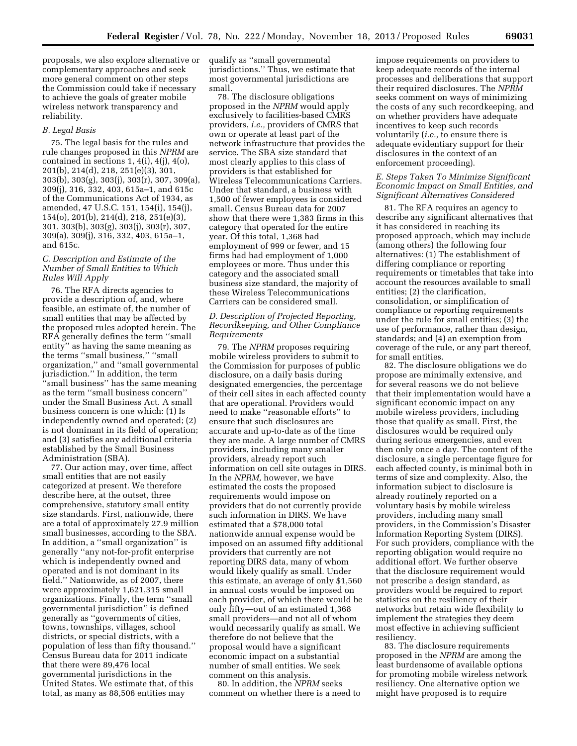proposals, we also explore alternative or complementary approaches and seek more general comment on other steps the Commission could take if necessary to achieve the goals of greater mobile wireless network transparency and reliability.

### B. Legal Basis

75. The legal basis for the rules and rule changes proposed in this *NPRM* are contained in sections 1, 4(i), 4(j), 4(o), 201(b), 214(d), 218, 251(e)(3), 301, 303(b), 303(g), 303(j), 303(r), 307, 309(a), 309(j), 316, 332, 403, 615a–1, and 615c of the Communications Act of 1934, as amended, 47 U.S.C. 151, 154(i), 154(j), 154(o), 201(b), 214(d), 218, 251(e)(3), 301, 303(b), 303(g), 303(j), 303(r), 307, 309(a), 309(j), 316, 332, 403, 615a–1, and 615c.

### C. Description and Estimate of the Number of Small Entities to Which Rules Will Apply

76. The RFA directs agencies to provide a description of, and, where feasible, an estimate of, the number of small entities that may be affected by the proposed rules adopted herein. The RFA generally defines the term "small entity" as having the same meaning as the terms "small business," "small organization," and "small governmental jurisdiction." In addition, the term "small business" has the same meaning as the term "small business concern" under the Small Business Act. A small business concern is one which: (1) Is independently owned and operated; (2) is not dominant in its field of operation; and (3) satisfies any additional criteria established by the Small Business Administration (SBA).

77. Our action may, over time, affect small entities that are not easily categorized at present. We therefore describe here, at the outset, three comprehensive, statutory small entity size standards. First, nationwide, there are a total of approximately 27.9 million small businesses, according to the SBA. In addition, a "small organization" is generally "any not-for-profit enterprise which is independently owned and operated and is not dominant in its field." Nationwide, as of 2007, there were approximately 1,621,315 small organizations. Finally, the term "small governmental jurisdiction" is defined generally as "governments of cities, towns, townships, villages, school districts, or special districts, with a population of less than fifty thousand." Census Bureau data for 2011 indicate that there were 89,476 local governmental jurisdictions in the United States. We estimate that, of this total, as many as 88,506 entities may qualify as "small governmental jurisdictions." Thus, we estimate that most governmental jurisdictions are small.

78. The disclosure obligations proposed in the *NPRM* would apply exclusively to facilities-based CMRS providers, *i.e.,* providers of CMRS that own or operate at least part of the network infrastructure that provides the service. The SBA size standard that most clearly applies to this class of providers is that established for Wireless Telecommunications Carriers. Under that standard, a business with 1,500 of fewer employees is considered small. Census Bureau data for 2007 show that there were 1,383 firms in this category that operated for the entire year. Of this total, 1,368 had employment of 999 or fewer, and 15 firms had had employment of 1,000 employees or more. Thus under this category and the associated small business size standard, the majority of these Wireless Telecommunications Carriers can be considered small.

### D. Description of Projected Reporting, Recordkeeping, and Other Compliance Requirements

79. The *NPRM* proposes requiring mobile wireless providers to submit to the Commission for purposes of public disclosure, on a daily basis during designated emergencies, the percentage of their cell sites in each affected county that are operational. Providers would need to make "reasonable efforts" to ensure that such disclosures are accurate and up-to-date as of the time they are made. A large number of CMRS providers, including many smaller providers, already report such information on cell site outages in DIRS. In the *NPRM,* however, we have estimated the costs the proposed requirements would impose on providers that do not currently provide such information in DIRS. We have estimated that a $78,000 total nationwide annual expense would be imposed on an assumed fifty additional providers that currently are not reporting DIRS data, many of whom would likely qualify as small. Under this estimate, an average of only $1,560 in annual costs would be imposed on each provider, of which there would be only fifty—out of an estimated 1,368 small providers—and not all of whom would necessarily qualify as small. We therefore do not believe that the proposal would have a significant economic impact on a substantial number of small entities. We seek comment on this analysis.

80. In addition, the *NPRM* seeks comment on whether there is a need to impose requirements on providers to keep adequate records of the internal processes and deliberations that support their required disclosures. The *NPRM* seeks comment on ways of minimizing the costs of any such recordkeeping, and on whether providers have adequate incentives to keep such records voluntarily (*i.e.,* to ensure there is adequate evidentiary support for their disclosures in the context of an enforcement proceeding).

### E. Steps Taken To Minimize Significant Economic Impact on Small Entities, and Significant Alternatives Considered

81. The RFA requires an agency to describe any significant alternatives that it has considered in reaching its proposed approach, which may include (among others) the following four alternatives: (1) The establishment of differing compliance or reporting requirements or timetables that take into account the resources available to small entities; (2) the clarification, consolidation, or simplification of compliance or reporting requirements under the rule for small entities; (3) the use of performance, rather than design, standards; and (4) an exemption from coverage of the rule, or any part thereof, for small entities.

82. The disclosure obligations we do propose are minimally extensive, and for several reasons we do not believe that their implementation would have a significant economic impact on any mobile wireless providers, including those that qualify as small. First, the disclosures would be required only during serious emergencies, and even then only once a day. The content of the disclosure, a single percentage figure for each affected county, is minimal both in terms of size and complexity. Also, the information subject to disclosure is already routinely reported on a voluntary basis by mobile wireless providers, including many small providers, in the Commission's Disaster Information Reporting System (DIRS). For such providers, compliance with the reporting obligation would require no additional effort. We further observe that the disclosure requirement would not prescribe a design standard, as providers would be required to report statistics on the resiliency of their networks but retain wide flexibility to implement the strategies they deem most effective in achieving sufficient resiliency.

83. The disclosure requirements proposed in the *NPRM* are among the least burdensome of available options for promoting mobile wireless network resiliency. One alternative option we might have proposed is to require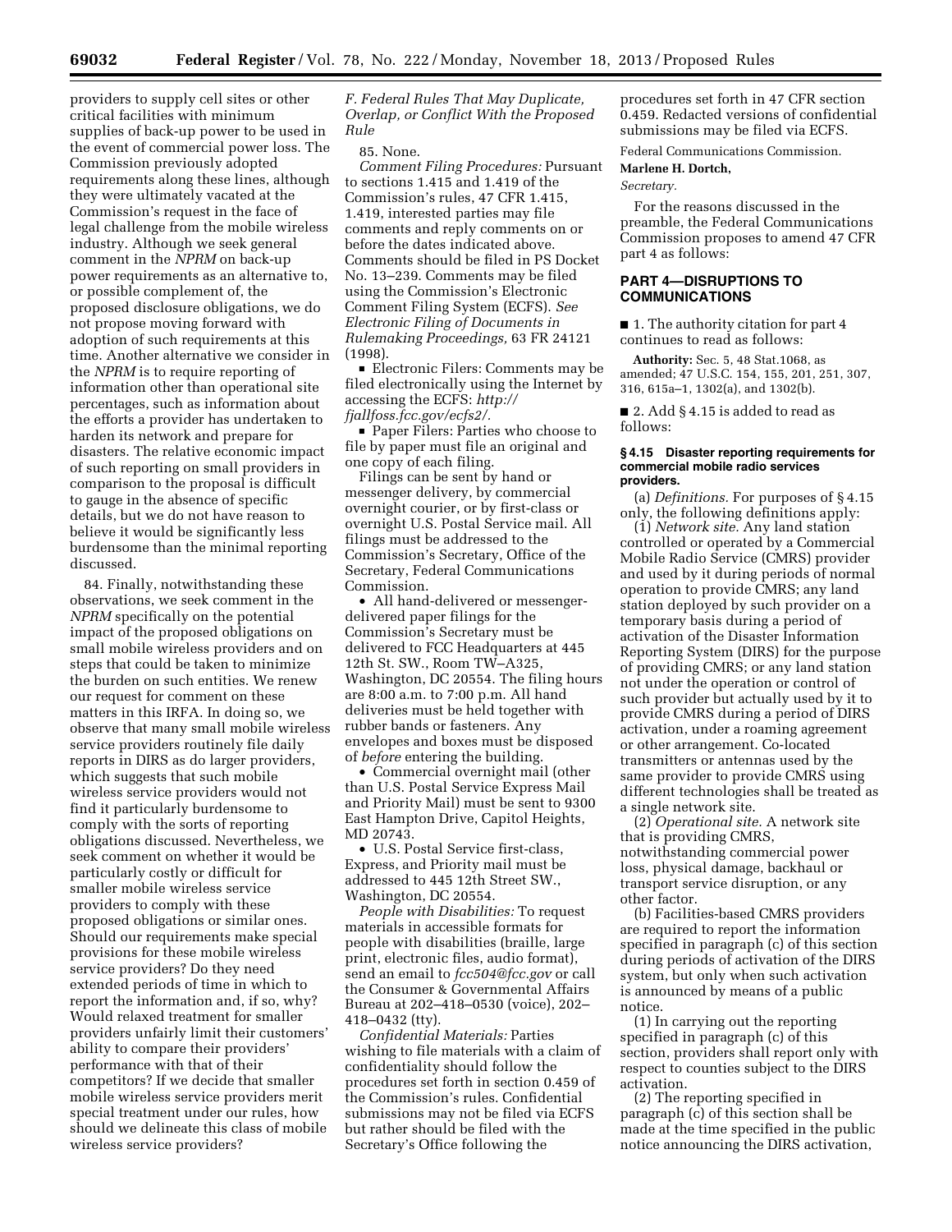providers to supply cell sites or other critical facilities with minimum supplies of back-up power to be used in the event of commercial power loss. The Commission previously adopted requirements along these lines, although they were ultimately vacated at the Commission's request in the face of legal challenge from the mobile wireless industry. Although we seek general comment in the *NPRM* on back-up power requirements as an alternative to, or possible complement of, the proposed disclosure obligations, we do not propose moving forward with adoption of such requirements at this time. Another alternative we consider in the *NPRM* is to require reporting of information other than operational site percentages, such as information about the efforts a provider has undertaken to harden its network and prepare for disasters. The relative economic impact of such reporting on small providers in comparison to the proposal is difficult to gauge in the absence of specific details, but we do not have reason to believe it would be significantly less burdensome than the minimal reporting discussed.

84. Finally, notwithstanding these observations, we seek comment in the *NPRM* specifically on the potential impact of the proposed obligations on small mobile wireless providers and on steps that could be taken to minimize the burden on such entities. We renew our request for comment on these matters in this IRFA. In doing so, we observe that many small mobile wireless service providers routinely file daily reports in DIRS as do larger providers, which suggests that such mobile wireless service providers would not find it particularly burdensome to comply with the sorts of reporting obligations discussed. Nevertheless, we seek comment on whether it would be particularly costly or difficult for smaller mobile wireless service providers to comply with these proposed obligations or similar ones. Should our requirements make special provisions for these mobile wireless service providers? Do they need extended periods of time in which to report the information and, if so, why? Would relaxed treatment for smaller providers unfairly limit their customers' ability to compare their providers' performance with that of their competitors? If we decide that smaller mobile wireless service providers merit special treatment under our rules, how should we delineate this class of mobile wireless service providers?

### *F. Federal Rules That May Duplicate, Overlap, or Conflict With the Proposed Rule*

85. None.

*Comment Filing Procedures:* Pursuant to sections 1.415 and 1.419 of the Commission's rules, 47 CFR 1.415, 1.419, interested parties may file comments and reply comments on or before the dates indicated above. Comments should be filed in PS Docket No. 13–239. Comments may be filed using the Commission's Electronic Comment Filing System (ECFS). *See Electronic Filing of Documents in Rulemaking Proceedings,* 63 FR 24121 (1998).

■ Electronic Filers: Comments may be filed electronically using the Internet by accessing the ECFS: *http://fjallfoss.fcc.gov/ecfs2/*.

■ Paper Filers: Parties who choose to file by paper must file an original and one copy of each filing.

Filings can be sent by hand or messenger delivery, by commercial overnight courier, or by first-class or overnight U.S. Postal Service mail. All filings must be addressed to the Commission's Secretary, Office of the Secretary, Federal Communications Commission.

- All hand-delivered or messenger-delivered paper filings for the Commission's Secretary must be delivered to FCC Headquarters at 445 12th St. SW., Room TW–A325, Washington, DC 20554. The filing hours are 8:00 a.m. to 7:00 p.m. All hand deliveries must be held together with rubber bands or fasteners. Any envelopes and boxes must be disposed of *before* entering the building.
- Commercial overnight mail (other than U.S. Postal Service Express Mail and Priority Mail) must be sent to 9300 East Hampton Drive, Capitol Heights, MD 20743.
- U.S. Postal Service first-class, Express, and Priority mail must be addressed to 445 12th Street SW., Washington, DC 20554.

*People with Disabilities:* To request materials in accessible formats for people with disabilities (braille, large print, electronic files, audio format), send an email to *fcc504@fcc.gov* or call the Consumer & Governmental Affairs Bureau at 202–418–0530 (voice), 202–418–0432 (tty).

*Confidential Materials:* Parties wishing to file materials with a claim of confidentiality should follow the procedures set forth in section 0.459 of the Commission's rules. Confidential submissions may not be filed via ECFS but rather should be filed with the Secretary's Office following the procedures set forth in 47 CFR section 0.459. Redacted versions of confidential submissions may be filed via ECFS.

Federal Communications Commission.

**Marlene H. Dortch,**

*Secretary.*

For the reasons discussed in the preamble, the Federal Communications Commission proposes to amend 47 CFR part 4 as follows:

## PART 4—DISRUPTIONS TO COMMUNICATIONS

■ 1. The authority citation for part 4 continues to read as follows:

**Authority:** Sec. 5, 48 Stat.1068, as amended; 47 U.S.C. 154, 155, 201, 251, 307, 316, 615a–1, 1302(a), and 1302(b).

■ 2. Add § 4.15 is added to read as follows:

#### § 4.15 Disaster reporting requirements for commercial mobile radio services providers.

(a) *Definitions.* For purposes of § 4.15 only, the following definitions apply:

(1) *Network site.* Any land station controlled or operated by a Commercial Mobile Radio Service (CMRS) provider and used by it during periods of normal operation to provide CMRS; any land station deployed by such provider on a temporary basis during a period of activation of the Disaster Information Reporting System (DIRS) for the purpose of providing CMRS; or any land station not under the operation or control of such provider but actually used by it to provide CMRS during a period of DIRS activation, under a roaming agreement or other arrangement. Co-located transmitters or antennas used by the same provider to provide CMRS using different technologies shall be treated as a single network site.

(2) *Operational site.* A network site that is providing CMRS, notwithstanding commercial power loss, physical damage, backhaul or transport service disruption, or any other factor.

(b) Facilities-based CMRS providers are required to report the information specified in paragraph (c) of this section during periods of activation of the DIRS system, but only when such activation is announced by means of a public notice.

(1) In carrying out the reporting specified in paragraph (c) of this section, providers shall report only with respect to counties subject to the DIRS activation.

(2) The reporting specified in paragraph (c) of this section shall be made at the time specified in the public notice announcing the DIRS activation,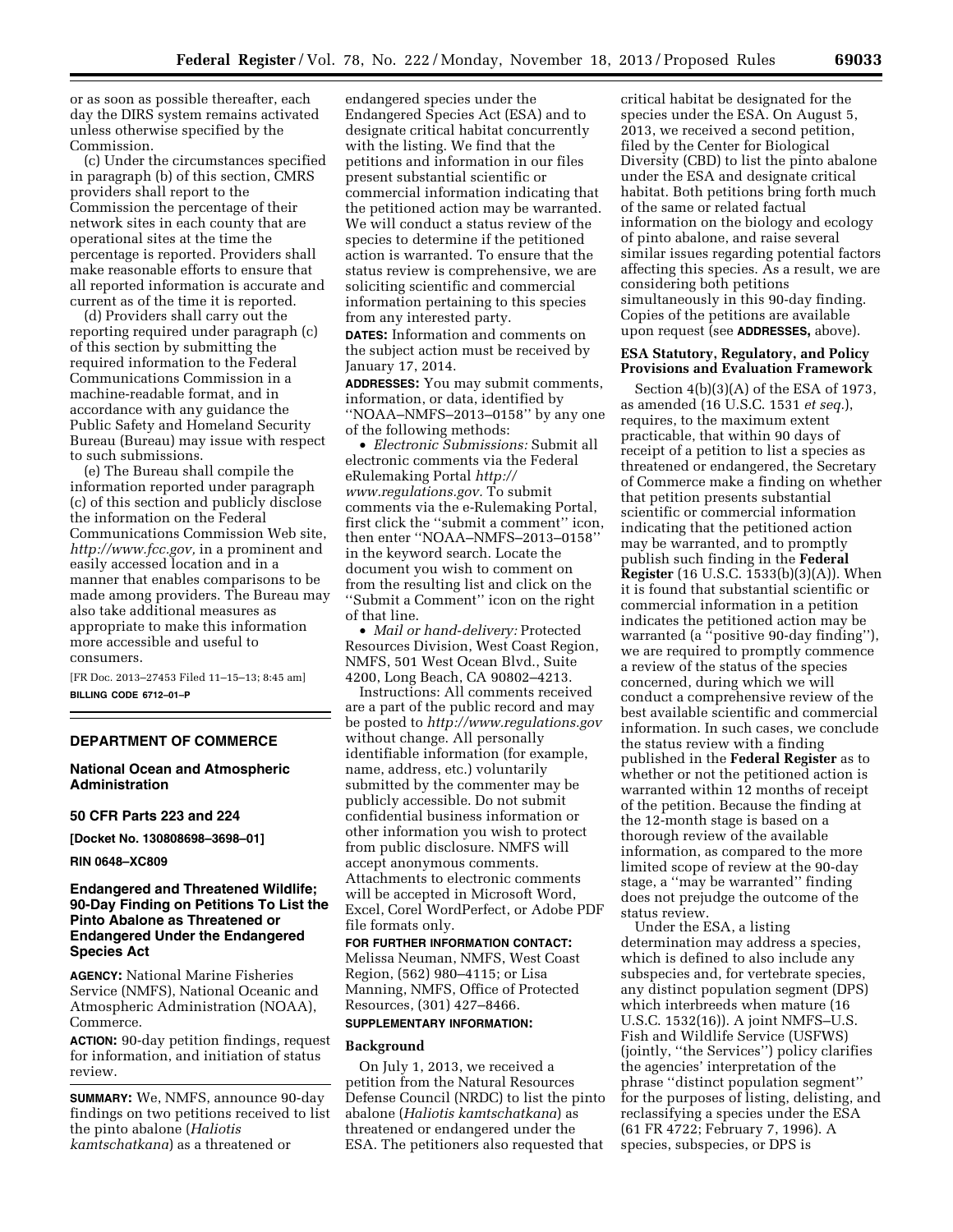or as soon as possible thereafter, each day the DIRS system remains activated unless otherwise specified by the Commission.

(c) Under the circumstances specified in paragraph (b) of this section, CMRS providers shall report to the Commission the percentage of their network sites in each county that are operational sites at the time the percentage is reported. Providers shall make reasonable efforts to ensure that all reported information is accurate and current as of the time it is reported.

(d) Providers shall carry out the reporting required under paragraph (c) of this section by submitting the required information to the Federal Communications Commission in a machine-readable format, and in accordance with any guidance the Public Safety and Homeland Security Bureau (Bureau) may issue with respect to such submissions.

(e) The Bureau shall compile the information reported under paragraph (c) of this section and publicly disclose the information on the Federal Communications Commission Web site, *http://www.fcc.gov,* in a prominent and easily accessed location and in a manner that enables comparisons to be made among providers. The Bureau may also take additional measures as appropriate to make this information more accessible and useful to consumers.

[FR Doc. 2013–27453 Filed 11–15–13; 8:45 am]

**BILLING CODE 6712–01–P**

---

## DEPARTMENT OF COMMERCE

### National Ocean and Atmospheric Administration

### 50 CFR Parts 223 and 224

**[Docket No. 130808698–3698–01]**

**RIN 0648–XC809**

### Endangered and Threatened Wildlife; 90-Day Finding on Petitions To List the Pinto Abalone as Threatened or Endangered Under the Endangered Species Act

**AGENCY:** National Marine Fisheries Service (NMFS), National Oceanic and Atmospheric Administration (NOAA), Commerce.

**ACTION:** 90-day petition findings, request for information, and initiation of status review.

**SUMMARY:** We, NMFS, announce 90-day findings on two petitions received to list the pinto abalone (*Haliotis kamtschatkana*) as a threatened or endangered species under the Endangered Species Act (ESA) and to designate critical habitat concurrently with the listing. We find that the petitions and information in our files present substantial scientific or commercial information indicating that the petitioned action may be warranted. We will conduct a status review of the species to determine if the petitioned action is warranted. To ensure that the status review is comprehensive, we are soliciting scientific and commercial information pertaining to this species from any interested party.

**DATES:** Information and comments on the subject action must be received by January 17, 2014.

**ADDRESSES:** You may submit comments, information, or data, identified by ''NOAA–NMFS–2013–0158'' by any one of the following methods:

- *Electronic Submissions:* Submit all electronic comments via the Federal eRulemaking Portal *http://www.regulations.gov.* To submit comments via the e-Rulemaking Portal, first click the ''submit a comment'' icon, then enter ''NOAA–NMFS–2013–0158'' in the keyword search. Locate the document you wish to comment on from the resulting list and click on the ''Submit a Comment'' icon on the right of that line.
- *Mail or hand-delivery:* Protected Resources Division, West Coast Region, NMFS, 501 West Ocean Blvd., Suite 4200, Long Beach, CA 90802–4213.

Instructions: All comments received are a part of the public record and may be posted to *http://www.regulations.gov* without change. All personally identifiable information (for example, name, address, etc.) voluntarily submitted by the commenter may be publicly accessible. Do not submit confidential business information or other information you wish to protect from public disclosure. NMFS will accept anonymous comments. Attachments to electronic comments will be accepted in Microsoft Word, Excel, Corel WordPerfect, or Adobe PDF file formats only.

**FOR FURTHER INFORMATION CONTACT:** Melissa Neuman, NMFS, West Coast Region, (562) 980–4115; or Lisa Manning, NMFS, Office of Protected Resources, (301) 427–8466.

**SUPPLEMENTARY INFORMATION:**

#### Background

On July 1, 2013, we received a petition from the Natural Resources Defense Council (NRDC) to list the pinto abalone (*Haliotis kamtschatkana*) as threatened or endangered under the ESA. The petitioners also requested that critical habitat be designated for the species under the ESA. On August 5, 2013, we received a second petition, filed by the Center for Biological Diversity (CBD) to list the pinto abalone under the ESA and designate critical habitat. Both petitions bring forth much of the same or related factual information on the biology and ecology of pinto abalone, and raise several similar issues regarding potential factors affecting this species. As a result, we are considering both petitions simultaneously in this 90-day finding. Copies of the petitions are available upon request (see **ADDRESSES,** above).

#### ESA Statutory, Regulatory, and Policy Provisions and Evaluation Framework

Section 4(b)(3)(A) of the ESA of 1973, as amended (16 U.S.C. 1531 *et seq.*), requires, to the maximum extent practicable, that within 90 days of receipt of a petition to list a species as threatened or endangered, the Secretary of Commerce make a finding on whether that petition presents substantial scientific or commercial information indicating that the petitioned action may be warranted, and to promptly publish such finding in the **Federal Register** (16 U.S.C. 1533(b)(3)(A)). When it is found that substantial scientific or commercial information in a petition indicates the petitioned action may be warranted (a ''positive 90-day finding''), we are required to promptly commence a review of the status of the species concerned, during which we will conduct a comprehensive review of the best available scientific and commercial information. In such cases, we conclude the status review with a finding published in the **Federal Register** as to whether or not the petitioned action is warranted within 12 months of receipt of the petition. Because the finding at the 12-month stage is based on a thorough review of the available information, as compared to the more limited scope of review at the 90-day stage, a ''may be warranted'' finding does not prejudge the outcome of the status review.

Under the ESA, a listing determination may address a species, which is defined to also include any subspecies and, for vertebrate species, any distinct population segment (DPS) which interbreeds when mature (16 U.S.C. 1532(16)). A joint NMFS–U.S. Fish and Wildlife Service (USFWS) (jointly, ''the Services'') policy clarifies the agencies' interpretation of the phrase ''distinct population segment'' for the purposes of listing, delisting, and reclassifying a species under the ESA (61 FR 4722; February 7, 1996). A species, subspecies, or DPS is